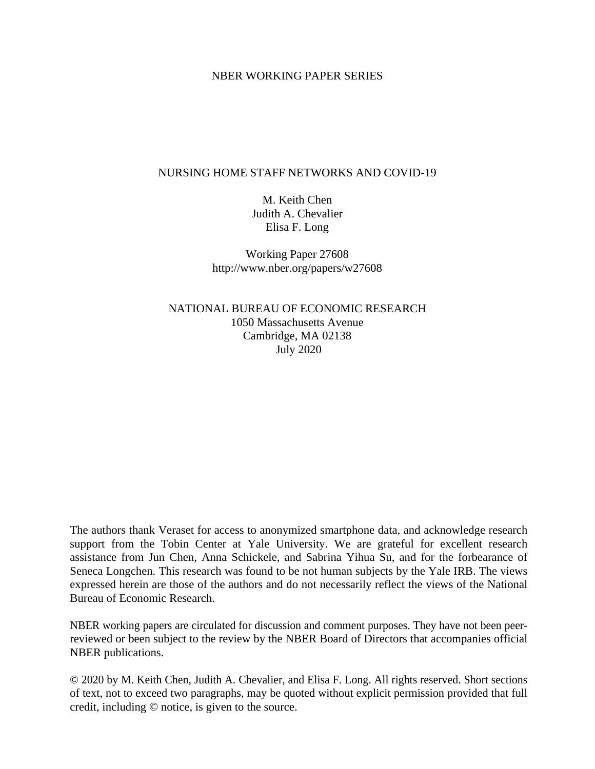NBER WORKING PAPER SERIES

# NURSING HOME STAFF NETWORKS AND COVID-19

M. Keith Chen
Judith A. Chevalier
Elisa F. Long

Working Paper 27608
http://www.nber.org/papers/w27608

NATIONAL BUREAU OF ECONOMIC RESEARCH
1050 Massachusetts Avenue
Cambridge, MA 02138
July 2020

The authors thank Veraset for access to anonymized smartphone data, and acknowledge research support from the Tobin Center at Yale University. We are grateful for excellent research assistance from Jun Chen, Anna Schickele, and Sabrina Yihua Su, and for the forbearance of Seneca Longchen. This research was found to be not human subjects by the Yale IRB. The views expressed herein are those of the authors and do not necessarily reflect the views of the National Bureau of Economic Research.

NBER working papers are circulated for discussion and comment purposes. They have not been peer-reviewed or been subject to the review by the NBER Board of Directors that accompanies official NBER publications.

© 2020 by M. Keith Chen, Judith A. Chevalier, and Elisa F. Long. All rights reserved. Short sections of text, not to exceed two paragraphs, may be quoted without explicit permission provided that full credit, including © notice, is given to the source.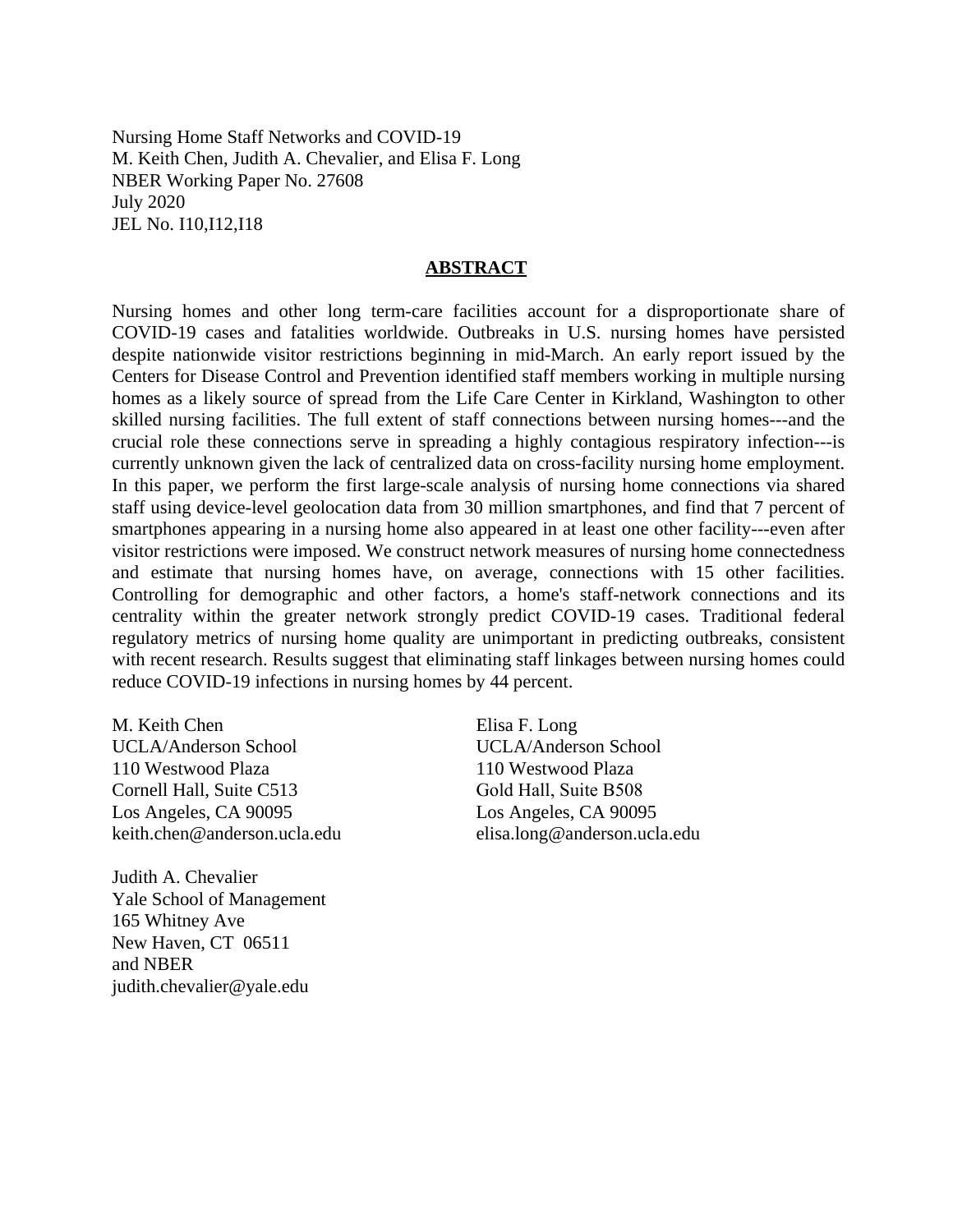Nursing Home Staff Networks and COVID-19
M. Keith Chen, Judith A. Chevalier, and Elisa F. Long
NBER Working Paper No. 27608
July 2020
JEL No. I10,I12,I18

## ABSTRACT

Nursing homes and other long term-care facilities account for a disproportionate share of COVID-19 cases and fatalities worldwide. Outbreaks in U.S. nursing homes have persisted despite nationwide visitor restrictions beginning in mid-March. An early report issued by the Centers for Disease Control and Prevention identified staff members working in multiple nursing homes as a likely source of spread from the Life Care Center in Kirkland, Washington to other skilled nursing facilities. The full extent of staff connections between nursing homes---and the crucial role these connections serve in spreading a highly contagious respiratory infection---is currently unknown given the lack of centralized data on cross-facility nursing home employment. In this paper, we perform the first large-scale analysis of nursing home connections via shared staff using device-level geolocation data from 30 million smartphones, and find that 7 percent of smartphones appearing in a nursing home also appeared in at least one other facility---even after visitor restrictions were imposed. We construct network measures of nursing home connectedness and estimate that nursing homes have, on average, connections with 15 other facilities. Controlling for demographic and other factors, a home's staff-network connections and its centrality within the greater network strongly predict COVID-19 cases. Traditional federal regulatory metrics of nursing home quality are unimportant in predicting outbreaks, consistent with recent research. Results suggest that eliminating staff linkages between nursing homes could reduce COVID-19 infections in nursing homes by 44 percent.

M. Keith Chen
UCLA/Anderson School
110 Westwood Plaza
Cornell Hall, Suite C513
Los Angeles, CA 90095
keith.chen@anderson.ucla.edu

Judith A. Chevalier
Yale School of Management
165 Whitney Ave
New Haven, CT 06511
and NBER
judith.chevalier@yale.edu

Elisa F. Long
UCLA/Anderson School
110 Westwood Plaza
Gold Hall, Suite B508
Los Angeles, CA 90095
elisa.long@anderson.ucla.edu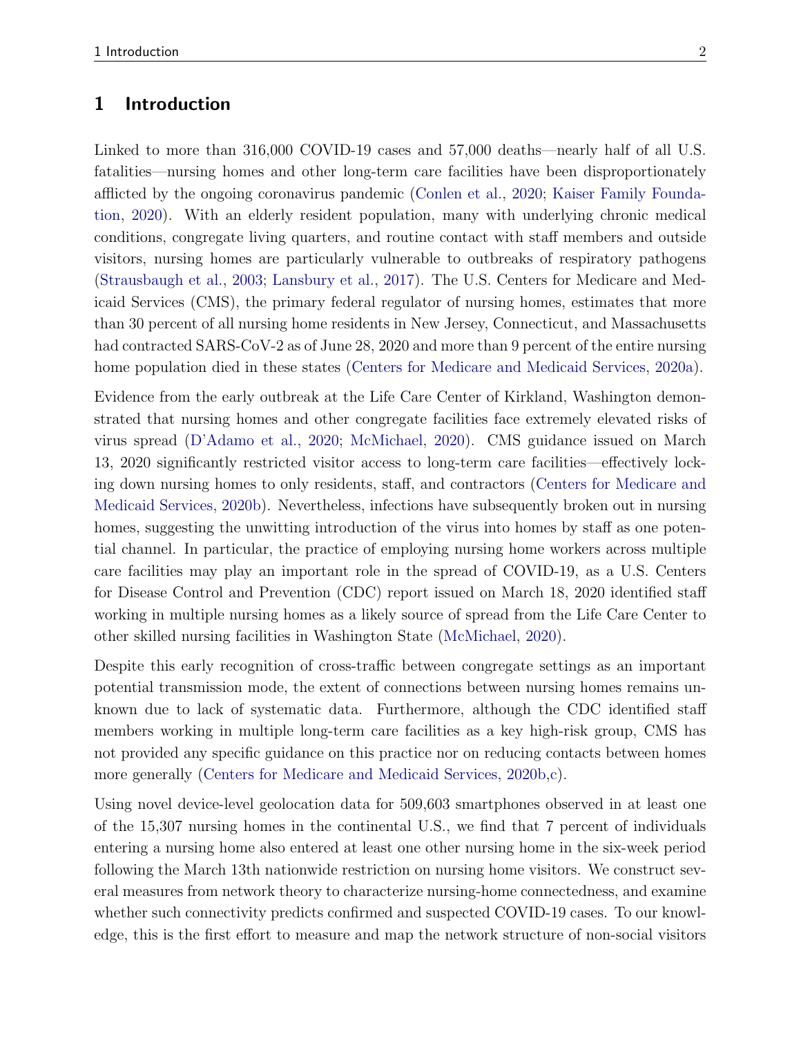# 1 Introduction

Linked to more than 316,000 COVID-19 cases and 57,000 deaths—nearly half of all U.S. fatalities—nursing homes and other long-term care facilities have been disproportionately afflicted by the ongoing coronavirus pandemic (Conlen et al., 2020; Kaiser Family Foundation, 2020). With an elderly resident population, many with underlying chronic medical conditions, congregate living quarters, and routine contact with staff members and outside visitors, nursing homes are particularly vulnerable to outbreaks of respiratory pathogens (Strausbaugh et al., 2003; Lansbury et al., 2017). The U.S. Centers for Medicare and Medicaid Services (CMS), the primary federal regulator of nursing homes, estimates that more than 30 percent of all nursing home residents in New Jersey, Connecticut, and Massachusetts had contracted SARS-CoV-2 as of June 28, 2020 and more than 9 percent of the entire nursing home population died in these states (Centers for Medicare and Medicaid Services, 2020a).

Evidence from the early outbreak at the Life Care Center of Kirkland, Washington demonstrated that nursing homes and other congregate facilities face extremely elevated risks of virus spread (D'Adamo et al., 2020; McMichael, 2020). CMS guidance issued on March 13, 2020 significantly restricted visitor access to long-term care facilities—effectively locking down nursing homes to only residents, staff, and contractors (Centers for Medicare and Medicaid Services, 2020b). Nevertheless, infections have subsequently broken out in nursing homes, suggesting the unwitting introduction of the virus into homes by staff as one potential channel. In particular, the practice of employing nursing home workers across multiple care facilities may play an important role in the spread of COVID-19, as a U.S. Centers for Disease Control and Prevention (CDC) report issued on March 18, 2020 identified staff working in multiple nursing homes as a likely source of spread from the Life Care Center to other skilled nursing facilities in Washington State (McMichael, 2020).

Despite this early recognition of cross-traffic between congregate settings as an important potential transmission mode, the extent of connections between nursing homes remains unknown due to lack of systematic data. Furthermore, although the CDC identified staff members working in multiple long-term care facilities as a key high-risk group, CMS has not provided any specific guidance on this practice nor on reducing contacts between homes more generally (Centers for Medicare and Medicaid Services, 2020b,c).

Using novel device-level geolocation data for 509,603 smartphones observed in at least one of the 15,307 nursing homes in the continental U.S., we find that 7 percent of individuals entering a nursing home also entered at least one other nursing home in the six-week period following the March 13th nationwide restriction on nursing home visitors. We construct several measures from network theory to characterize nursing-home connectedness, and examine whether such connectivity predicts confirmed and suspected COVID-19 cases. To our knowledge, this is the first effort to measure and map the network structure of non-social visitors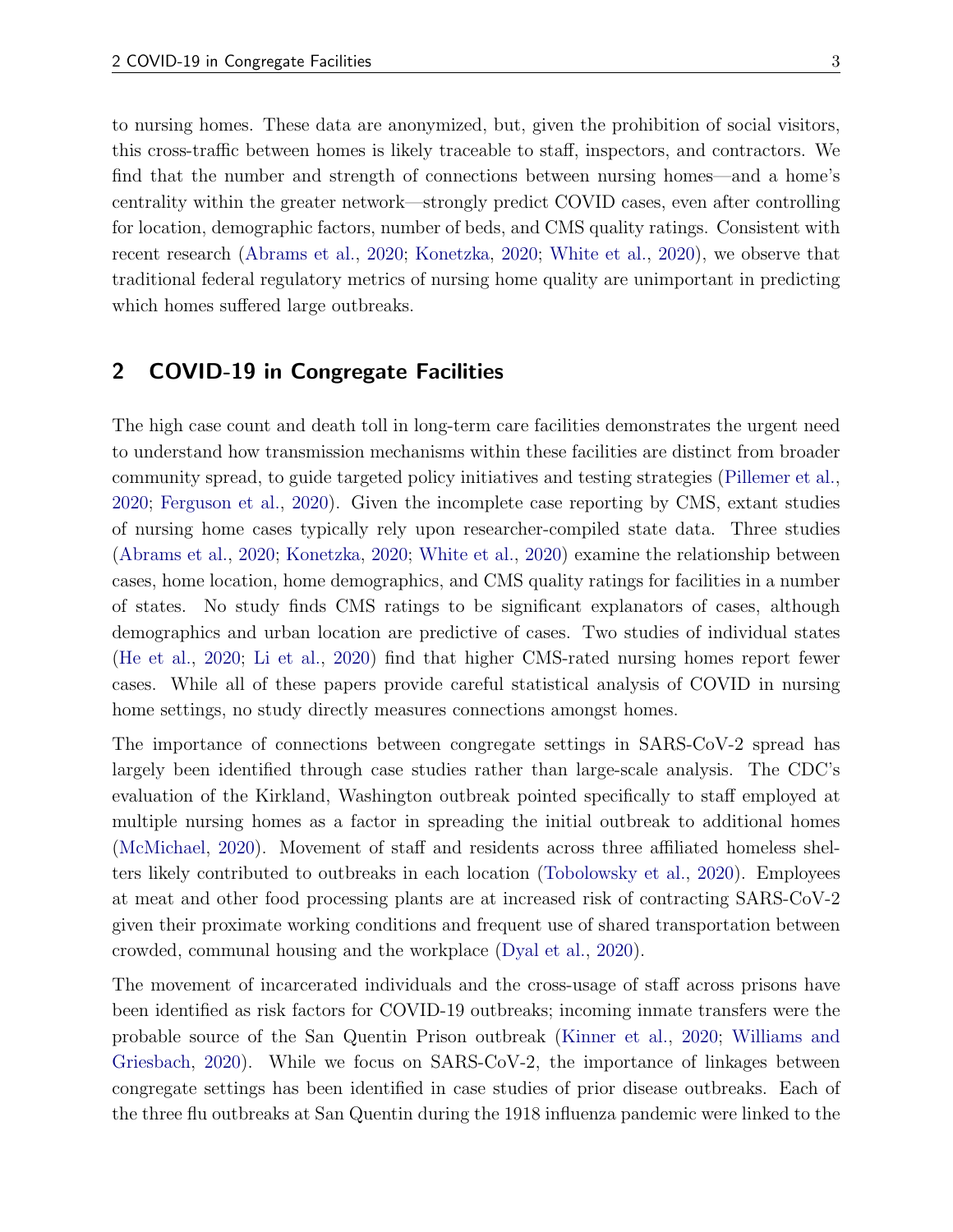to nursing homes. These data are anonymized, but, given the prohibition of social visitors, this cross-traffic between homes is likely traceable to staff, inspectors, and contractors. We find that the number and strength of connections between nursing homes—and a home's centrality within the greater network—strongly predict COVID cases, even after controlling for location, demographic factors, number of beds, and CMS quality ratings. Consistent with recent research (Abrams et al., 2020; Konetzka, 2020; White et al., 2020), we observe that traditional federal regulatory metrics of nursing home quality are unimportant in predicting which homes suffered large outbreaks.

## 2 COVID-19 in Congregate Facilities

The high case count and death toll in long-term care facilities demonstrates the urgent need to understand how transmission mechanisms within these facilities are distinct from broader community spread, to guide targeted policy initiatives and testing strategies (Pillemer et al., 2020; Ferguson et al., 2020). Given the incomplete case reporting by CMS, extant studies of nursing home cases typically rely upon researcher-compiled state data. Three studies (Abrams et al., 2020; Konetzka, 2020; White et al., 2020) examine the relationship between cases, home location, home demographics, and CMS quality ratings for facilities in a number of states. No study finds CMS ratings to be significant explanators of cases, although demographics and urban location are predictive of cases. Two studies of individual states (He et al., 2020; Li et al., 2020) find that higher CMS-rated nursing homes report fewer cases. While all of these papers provide careful statistical analysis of COVID in nursing home settings, no study directly measures connections amongst homes.

The importance of connections between congregate settings in SARS-CoV-2 spread has largely been identified through case studies rather than large-scale analysis. The CDC's evaluation of the Kirkland, Washington outbreak pointed specifically to staff employed at multiple nursing homes as a factor in spreading the initial outbreak to additional homes (McMichael, 2020). Movement of staff and residents across three affiliated homeless shelters likely contributed to outbreaks in each location (Tobolowsky et al., 2020). Employees at meat and other food processing plants are at increased risk of contracting SARS-CoV-2 given their proximate working conditions and frequent use of shared transportation between crowded, communal housing and the workplace (Dyal et al., 2020).

The movement of incarcerated individuals and the cross-usage of staff across prisons have been identified as risk factors for COVID-19 outbreaks; incoming inmate transfers were the probable source of the San Quentin Prison outbreak (Kinner et al., 2020; Williams and Griesbach, 2020). While we focus on SARS-CoV-2, the importance of linkages between congregate settings has been identified in case studies of prior disease outbreaks. Each of the three flu outbreaks at San Quentin during the 1918 influenza pandemic were linked to the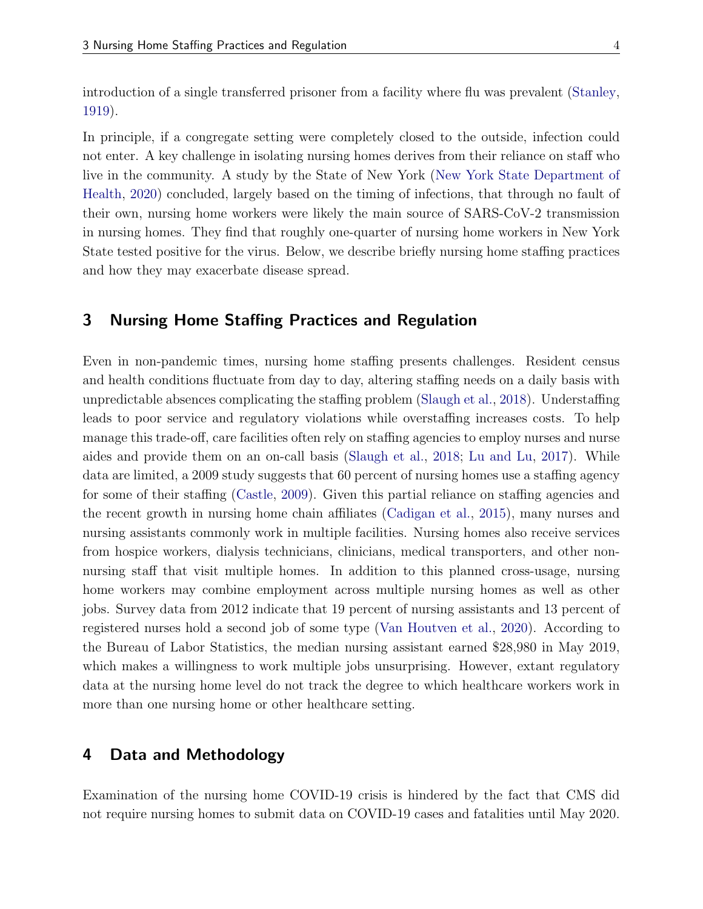introduction of a single transferred prisoner from a facility where flu was prevalent (Stanley, 1919).

In principle, if a congregate setting were completely closed to the outside, infection could not enter. A key challenge in isolating nursing homes derives from their reliance on staff who live in the community. A study by the State of New York (New York State Department of Health, 2020) concluded, largely based on the timing of infections, that through no fault of their own, nursing home workers were likely the main source of SARS-CoV-2 transmission in nursing homes. They find that roughly one-quarter of nursing home workers in New York State tested positive for the virus. Below, we describe briefly nursing home staffing practices and how they may exacerbate disease spread.

## 3 Nursing Home Staffing Practices and Regulation

Even in non-pandemic times, nursing home staffing presents challenges. Resident census and health conditions fluctuate from day to day, altering staffing needs on a daily basis with unpredictable absences complicating the staffing problem (Slaugh et al., 2018). Understaffing leads to poor service and regulatory violations while overstaffing increases costs. To help manage this trade-off, care facilities often rely on staffing agencies to employ nurses and nurse aides and provide them on an on-call basis (Slaugh et al., 2018; Lu and Lu, 2017). While data are limited, a 2009 study suggests that 60 percent of nursing homes use a staffing agency for some of their staffing (Castle, 2009). Given this partial reliance on staffing agencies and the recent growth in nursing home chain affiliates (Cadigan et al., 2015), many nurses and nursing assistants commonly work in multiple facilities. Nursing homes also receive services from hospice workers, dialysis technicians, clinicians, medical transporters, and other non-nursing staff that visit multiple homes. In addition to this planned cross-usage, nursing home workers may combine employment across multiple nursing homes as well as other jobs. Survey data from 2012 indicate that 19 percent of nursing assistants and 13 percent of registered nurses hold a second job of some type (Van Houtven et al., 2020). According to the Bureau of Labor Statistics, the median nursing assistant earned $28,980 in May 2019, which makes a willingness to work multiple jobs unsurprising. However, extant regulatory data at the nursing home level do not track the degree to which healthcare workers work in more than one nursing home or other healthcare setting.

## 4 Data and Methodology

Examination of the nursing home COVID-19 crisis is hindered by the fact that CMS did not require nursing homes to submit data on COVID-19 cases and fatalities until May 2020.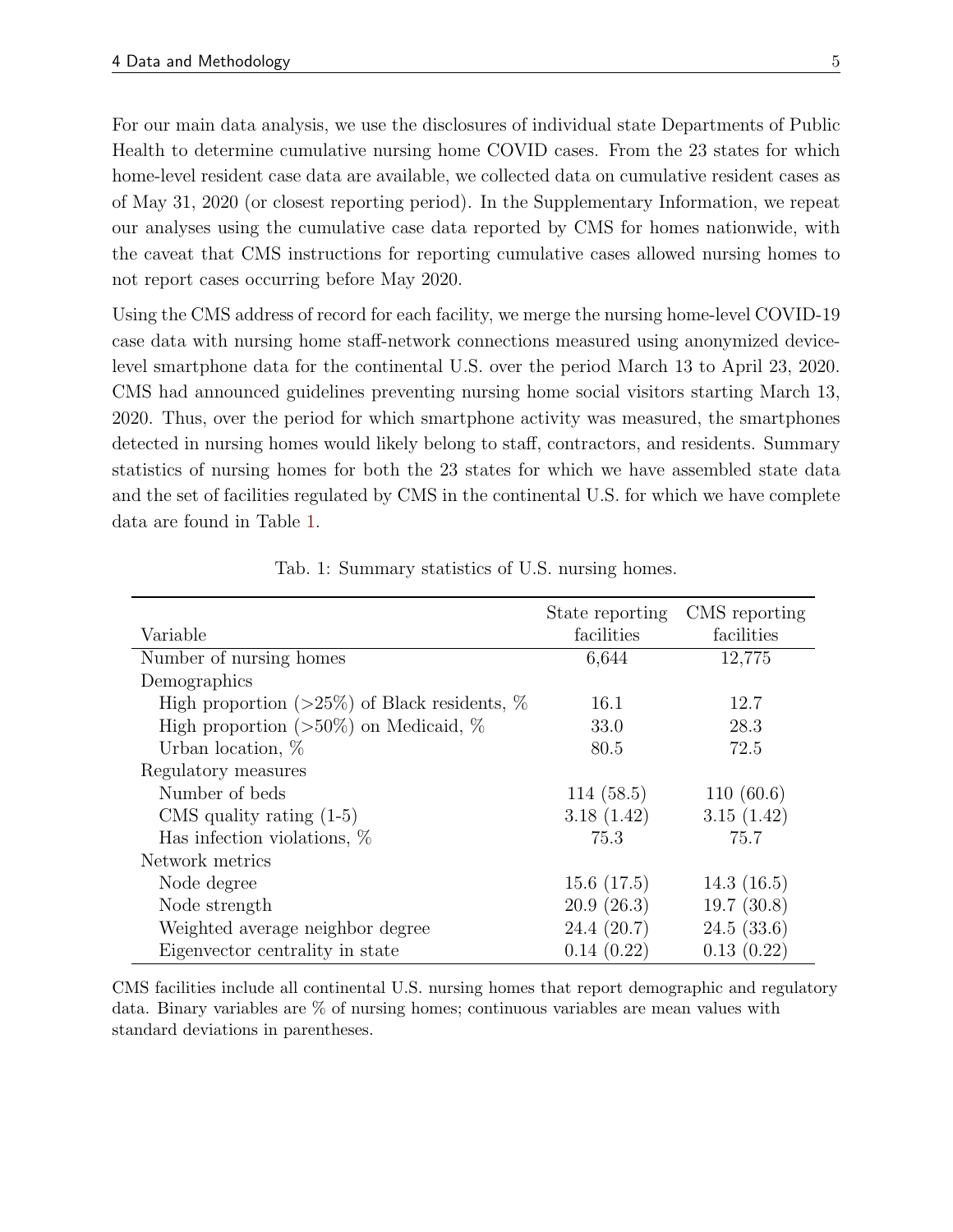For our main data analysis, we use the disclosures of individual state Departments of Public Health to determine cumulative nursing home COVID cases. From the 23 states for which home-level resident case data are available, we collected data on cumulative resident cases as of May 31, 2020 (or closest reporting period). In the Supplementary Information, we repeat our analyses using the cumulative case data reported by CMS for homes nationwide, with the caveat that CMS instructions for reporting cumulative cases allowed nursing homes to not report cases occurring before May 2020.

Using the CMS address of record for each facility, we merge the nursing home-level COVID-19 case data with nursing home staff-network connections measured using anonymized device-level smartphone data for the continental U.S. over the period March 13 to April 23, 2020. CMS had announced guidelines preventing nursing home social visitors starting March 13, 2020. Thus, over the period for which smartphone activity was measured, the smartphones detected in nursing homes would likely belong to staff, contractors, and residents. Summary statistics of nursing homes for both the 23 states for which we have assembled state data and the set of facilities regulated by CMS in the continental U.S. for which we have complete data are found in Table 1.

Tab. 1: Summary statistics of U.S. nursing homes.

| Variable | State reporting facilities | CMS reporting facilities |
|---|---|---|
| Number of nursing homes | 6,644 | 12,775 |
| Demographics | | |
| High proportion (>25%) of Black residents, % | 16.1 | 12.7 |
| High proportion (>50%) on Medicaid, % | 33.0 | 28.3 |
| Urban location, % | 80.5 | 72.5 |
| Regulatory measures | | |
| Number of beds | 114 (58.5) | 110 (60.6) |
| CMS quality rating (1-5) | 3.18 (1.42) | 3.15 (1.42) |
| Has infection violations, % | 75.3 | 75.7 |
| Network metrics | | |
| Node degree | 15.6 (17.5) | 14.3 (16.5) |
| Node strength | 20.9 (26.3) | 19.7 (30.8) |
| Weighted average neighbor degree | 24.4 (20.7) | 24.5 (33.6) |
| Eigenvector centrality in state | 0.14 (0.22) | 0.13 (0.22) |

CMS facilities include all continental U.S. nursing homes that report demographic and regulatory data. Binary variables are % of nursing homes; continuous variables are mean values with standard deviations in parentheses.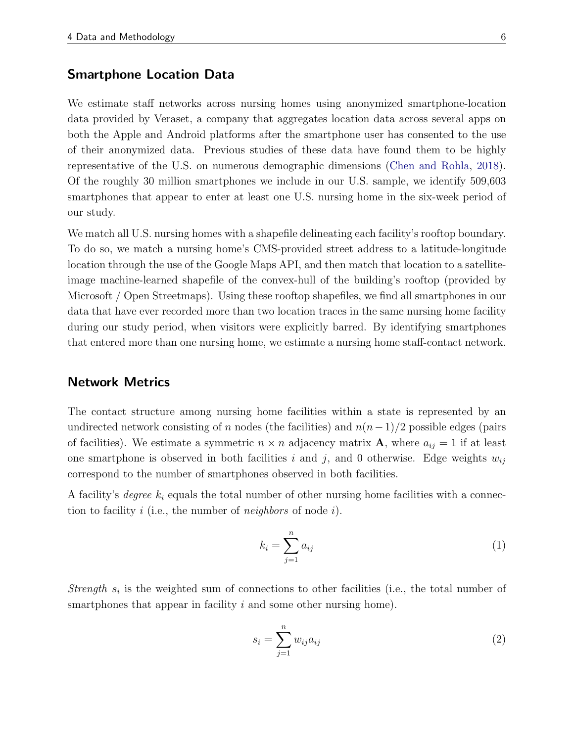## Smartphone Location Data

We estimate staff networks across nursing homes using anonymized smartphone-location data provided by Veraset, a company that aggregates location data across several apps on both the Apple and Android platforms after the smartphone user has consented to the use of their anonymized data. Previous studies of these data have found them to be highly representative of the U.S. on numerous demographic dimensions (Chen and Rohla, 2018). Of the roughly 30 million smartphones we include in our U.S. sample, we identify 509,603 smartphones that appear to enter at least one U.S. nursing home in the six-week period of our study.

We match all U.S. nursing homes with a shapefile delineating each facility's rooftop boundary. To do so, we match a nursing home's CMS-provided street address to a latitude-longitude location through the use of the Google Maps API, and then match that location to a satellite-image machine-learned shapefile of the convex-hull of the building's rooftop (provided by Microsoft / Open Streetmaps). Using these rooftop shapefiles, we find all smartphones in our data that have ever recorded more than two location traces in the same nursing home facility during our study period, when visitors were explicitly barred. By identifying smartphones that entered more than one nursing home, we estimate a nursing home staff-contact network.

## Network Metrics

The contact structure among nursing home facilities within a state is represented by an undirected network consisting of $n$ nodes (the facilities) and $n(n-1)/2$ possible edges (pairs of facilities). We estimate a symmetric $n \times n$ adjacency matrix $\mathbf{A}$, where $a_{ij} = 1$ if at least one smartphone is observed in both facilities $i$ and $j$, and 0 otherwise. Edge weights $w_{ij}$ correspond to the number of smartphones observed in both facilities.

A facility's *degree* $k_i$ equals the total number of other nursing home facilities with a connection to facility $i$ (i.e., the number of *neighbors* of node $i$).

$$k_i = \sum_{j=1}^{n} a_{ij} \tag{1}$$

*Strength* $s_i$ is the weighted sum of connections to other facilities (i.e., the total number of smartphones that appear in facility $i$ and some other nursing home).

$$s_i = \sum_{j=1}^{n} w_{ij} a_{ij} \tag{2}$$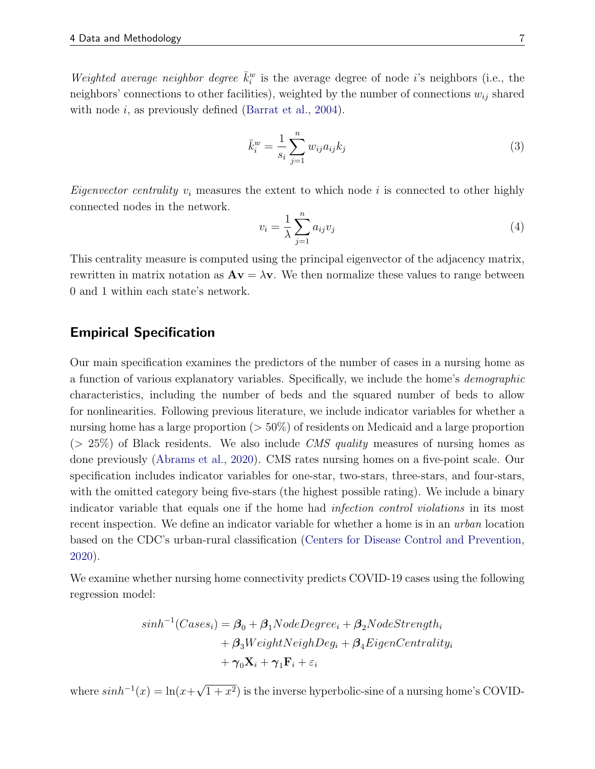*Weighted average neighbor degree* $\bar{k}_i^w$ is the average degree of node $i$'s neighbors (i.e., the neighbors' connections to other facilities), weighted by the number of connections $w_{ij}$ shared with node $i$, as previously defined (Barrat et al., 2004).

$$\bar{k}_i^w = \frac{1}{s_i} \sum_{j=1}^{n} w_{ij} a_{ij} k_j \tag{3}$$

*Eigenvector centrality* $v_i$ measures the extent to which node $i$ is connected to other highly connected nodes in the network.

$$v_i = \frac{1}{\lambda} \sum_{j=1}^{n} a_{ij} v_j \tag{4}$$

This centrality measure is computed using the principal eigenvector of the adjacency matrix, rewritten in matrix notation as $\mathbf{A}\mathbf{v} = \lambda \mathbf{v}$. We then normalize these values to range between 0 and 1 within each state's network.

## Empirical Specification

Our main specification examines the predictors of the number of cases in a nursing home as a function of various explanatory variables. Specifically, we include the home's *demographic* characteristics, including the number of beds and the squared number of beds to allow for nonlinearities. Following previous literature, we include indicator variables for whether a nursing home has a large proportion ($> 50\%$) of residents on Medicaid and a large proportion ($> 25\%$) of Black residents. We also include *CMS quality* measures of nursing homes as done previously (Abrams et al., 2020). CMS rates nursing homes on a five-point scale. Our specification includes indicator variables for one-star, two-stars, three-stars, and four-stars, with the omitted category being five-stars (the highest possible rating). We include a binary indicator variable that equals one if the home had *infection control violations* in its most recent inspection. We define an indicator variable for whether a home is in an *urban* location based on the CDC's urban-rural classification (Centers for Disease Control and Prevention, 2020).

We examine whether nursing home connectivity predicts COVID-19 cases using the following regression model:

$$\begin{aligned} sinh^{-1}(Cases_i) = \boldsymbol{\beta}_0 &+ \boldsymbol{\beta}_1 NodeDegree_i + \boldsymbol{\beta}_2 NodeStrength_i \\ &+ \boldsymbol{\beta}_3 WeightNeighDeg_i + \boldsymbol{\beta}_4 EigenCentrality_i \\ &+ \boldsymbol{\gamma}_0 \mathbf{X}_i + \boldsymbol{\gamma}_1 \mathbf{F}_i + \varepsilon_i \end{aligned}$$

where $sinh^{-1}(x) = \ln(x + \sqrt{1 + x^2})$ is the inverse hyperbolic-sine of a nursing home's COVID-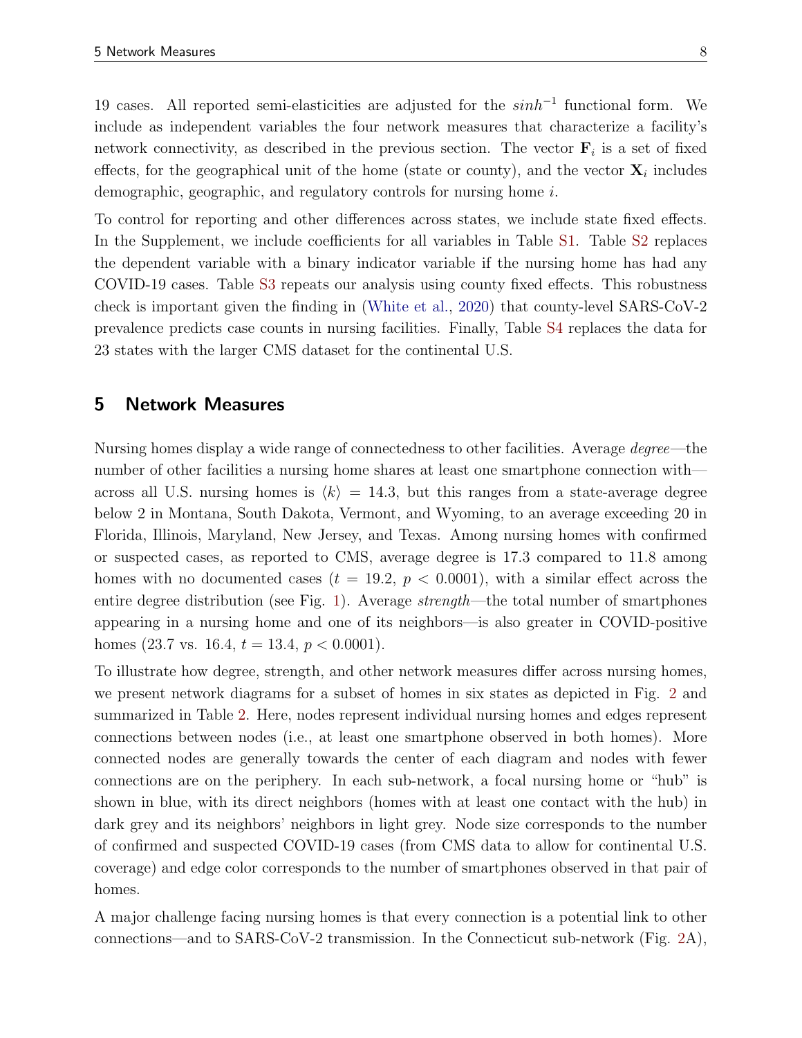19 cases. All reported semi-elasticities are adjusted for the $sinh^{-1}$ functional form. We include as independent variables the four network measures that characterize a facility's network connectivity, as described in the previous section. The vector $\mathbf{F}_i$ is a set of fixed effects, for the geographical unit of the home (state or county), and the vector $\mathbf{X}_i$ includes demographic, geographic, and regulatory controls for nursing home $i$.

To control for reporting and other differences across states, we include state fixed effects. In the Supplement, we include coefficients for all variables in Table S1. Table S2 replaces the dependent variable with a binary indicator variable if the nursing home has had any COVID-19 cases. Table S3 repeats our analysis using county fixed effects. This robustness check is important given the finding in (White et al., 2020) that county-level SARS-CoV-2 prevalence predicts case counts in nursing facilities. Finally, Table S4 replaces the data for 23 states with the larger CMS dataset for the continental U.S.

## 5 Network Measures

Nursing homes display a wide range of connectedness to other facilities. Average *degree*—the number of other facilities a nursing home shares at least one smartphone connection with—across all U.S. nursing homes is $\langle k \rangle = 14.3$, but this ranges from a state-average degree below 2 in Montana, South Dakota, Vermont, and Wyoming, to an average exceeding 20 in Florida, Illinois, Maryland, New Jersey, and Texas. Among nursing homes with confirmed or suspected cases, as reported to CMS, average degree is 17.3 compared to 11.8 among homes with no documented cases ($t = 19.2$, $p < 0.0001$), with a similar effect across the entire degree distribution (see Fig. 1). Average *strength*—the total number of smartphones appearing in a nursing home and one of its neighbors—is also greater in COVID-positive homes (23.7 vs. 16.4, $t = 13.4$, $p < 0.0001$).

To illustrate how degree, strength, and other network measures differ across nursing homes, we present network diagrams for a subset of homes in six states as depicted in Fig. 2 and summarized in Table 2. Here, nodes represent individual nursing homes and edges represent connections between nodes (i.e., at least one smartphone observed in both homes). More connected nodes are generally towards the center of each diagram and nodes with fewer connections are on the periphery. In each sub-network, a focal nursing home or "hub" is shown in blue, with its direct neighbors (homes with at least one contact with the hub) in dark grey and its neighbors' neighbors in light grey. Node size corresponds to the number of confirmed and suspected COVID-19 cases (from CMS data to allow for continental U.S. coverage) and edge color corresponds to the number of smartphones observed in that pair of homes.

A major challenge facing nursing homes is that every connection is a potential link to other connections—and to SARS-CoV-2 transmission. In the Connecticut sub-network (Fig. 2A),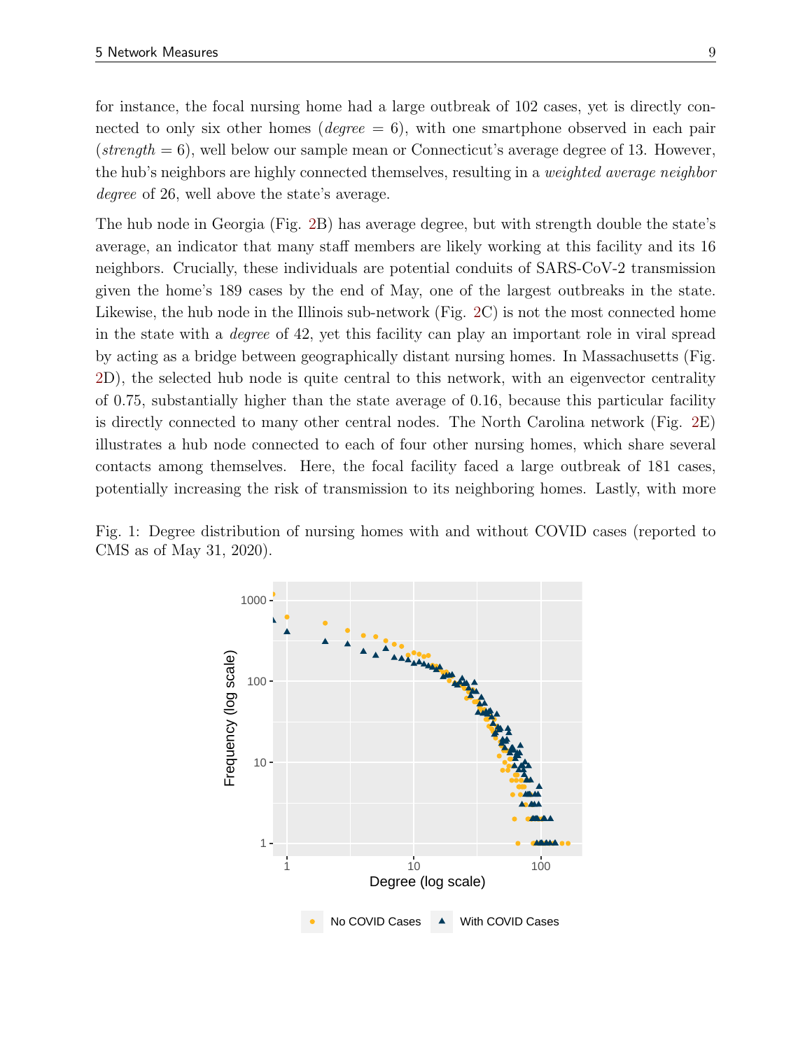for instance, the focal nursing home had a large outbreak of 102 cases, yet is directly connected to only six other homes (*degree* = 6), with one smartphone observed in each pair (*strength* = 6), well below our sample mean or Connecticut's average degree of 13. However, the hub's neighbors are highly connected themselves, resulting in a *weighted average neighbor degree* of 26, well above the state's average.

The hub node in Georgia (Fig. 2B) has average degree, but with strength double the state's average, an indicator that many staff members are likely working at this facility and its 16 neighbors. Crucially, these individuals are potential conduits of SARS-CoV-2 transmission given the home's 189 cases by the end of May, one of the largest outbreaks in the state. Likewise, the hub node in the Illinois sub-network (Fig. 2C) is not the most connected home in the state with a *degree* of 42, yet this facility can play an important role in viral spread by acting as a bridge between geographically distant nursing homes. In Massachusetts (Fig. 2D), the selected hub node is quite central to this network, with an eigenvector centrality of 0.75, substantially higher than the state average of 0.16, because this particular facility is directly connected to many other central nodes. The North Carolina network (Fig. 2E) illustrates a hub node connected to each of four other nursing homes, which share several contacts among themselves. Here, the focal facility faced a large outbreak of 181 cases, potentially increasing the risk of transmission to its neighboring homes. Lastly, with more

Fig. 1: Degree distribution of nursing homes with and without COVID cases (reported to CMS as of May 31, 2020).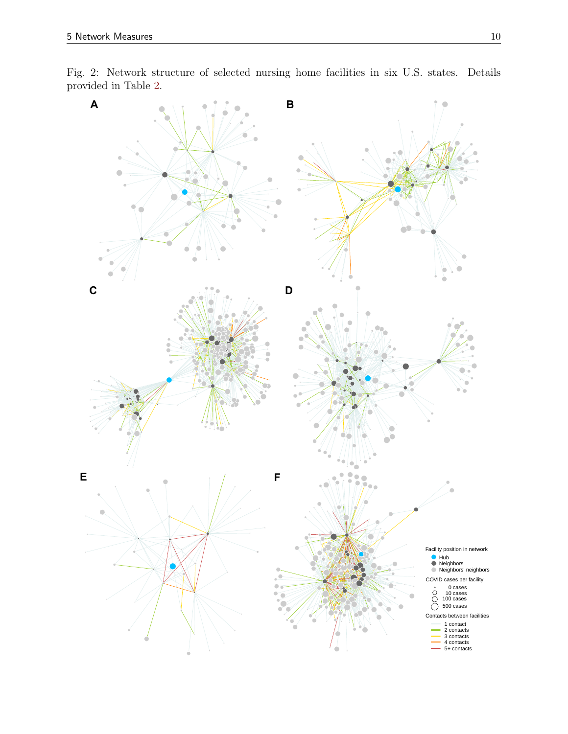Fig. 2: Network structure of selected nursing home facilities in six U.S. states. Details provided in Table 2.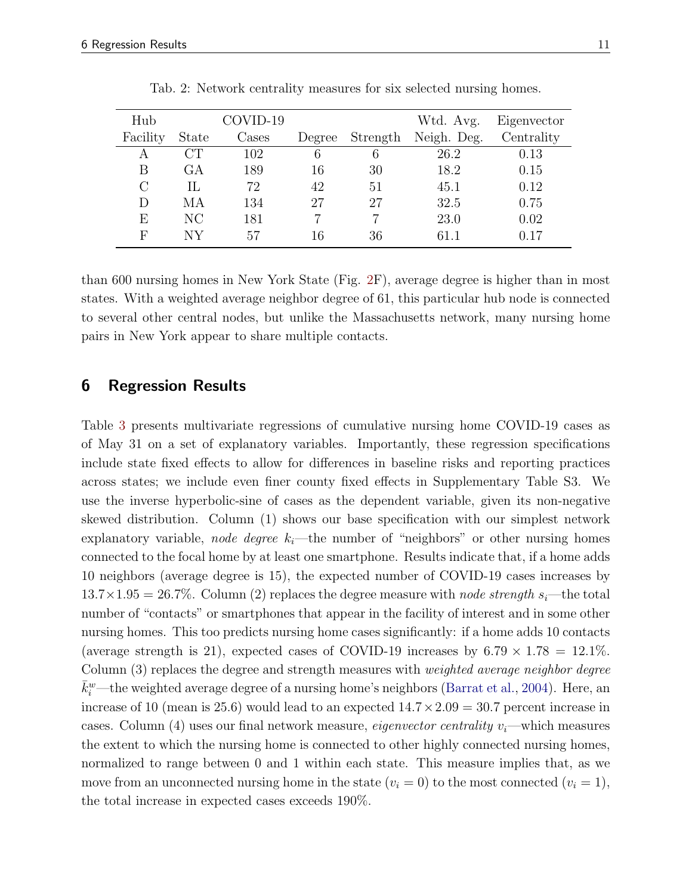Tab. 2: Network centrality measures for six selected nursing homes.

| Hub Facility | State | COVID-19 Cases | Degree | Strength | Wtd. Avg. Neigh. Deg. | Eigenvector Centrality |
|---|---|---|---|---|---|---|
| A | CT | 102 | 6 | 6 | 26.2 | 0.13 |
| B | GA | 189 | 16 | 30 | 18.2 | 0.15 |
| C | IL | 72 | 42 | 51 | 45.1 | 0.12 |
| D | MA | 134 | 27 | 27 | 32.5 | 0.75 |
| E | NC | 181 | 7 | 7 | 23.0 | 0.02 |
| F | NY | 57 | 16 | 36 | 61.1 | 0.17 |

than 600 nursing homes in New York State (Fig. 2F), average degree is higher than in most states. With a weighted average neighbor degree of 61, this particular hub node is connected to several other central nodes, but unlike the Massachusetts network, many nursing home pairs in New York appear to share multiple contacts.

## 6 Regression Results

Table 3 presents multivariate regressions of cumulative nursing home COVID-19 cases as of May 31 on a set of explanatory variables. Importantly, these regression specifications include state fixed effects to allow for differences in baseline risks and reporting practices across states; we include even finer county fixed effects in Supplementary Table S3. We use the inverse hyperbolic-sine of cases as the dependent variable, given its non-negative skewed distribution. Column (1) shows our base specification with our simplest network explanatory variable, *node degree* $k_i$—the number of "neighbors" or other nursing homes connected to the focal home by at least one smartphone. Results indicate that, if a home adds 10 neighbors (average degree is 15), the expected number of COVID-19 cases increases by $13.7 \times 1.95 = 26.7\%$. Column (2) replaces the degree measure with *node strength* $s_i$—the total number of "contacts" or smartphones that appear in the facility of interest and in some other nursing homes. This too predicts nursing home cases significantly: if a home adds 10 contacts (average strength is 21), expected cases of COVID-19 increases by $6.79 \times 1.78 = 12.1\%$. Column (3) replaces the degree and strength measures with *weighted average neighbor degree* $\bar{k}_i^w$—the weighted average degree of a nursing home's neighbors (Barrat et al., 2004). Here, an increase of 10 (mean is 25.6) would lead to an expected $14.7 \times 2.09 = 30.7$ percent increase in cases. Column (4) uses our final network measure, *eigenvector centrality* $v_i$—which measures the extent to which the nursing home is connected to other highly connected nursing homes, normalized to range between 0 and 1 within each state. This measure implies that, as we move from an unconnected nursing home in the state ($v_i = 0$) to the most connected ($v_i = 1$), the total increase in expected cases exceeds 190%.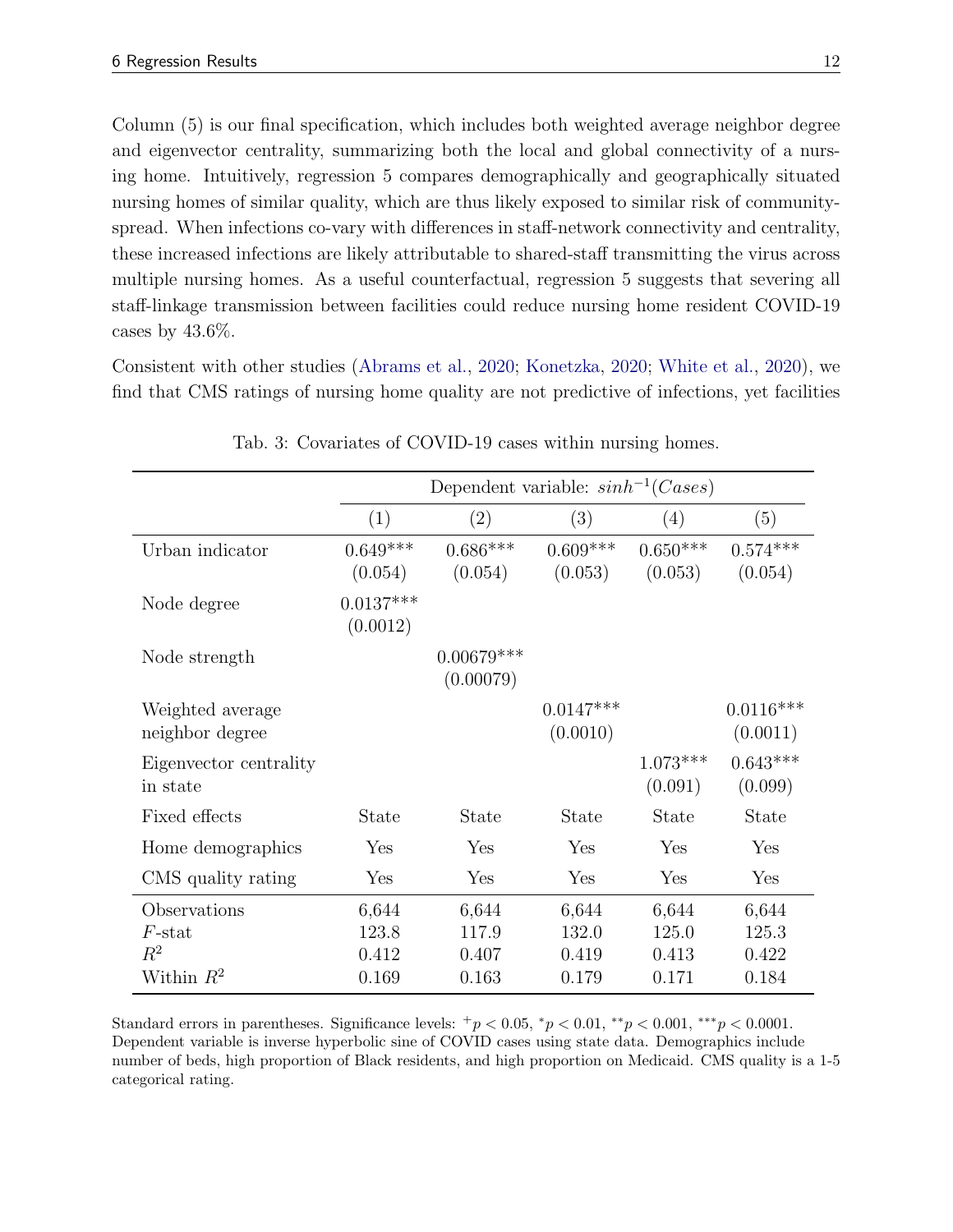Column (5) is our final specification, which includes both weighted average neighbor degree and eigenvector centrality, summarizing both the local and global connectivity of a nursing home. Intuitively, regression 5 compares demographically and geographically situated nursing homes of similar quality, which are thus likely exposed to similar risk of community-spread. When infections co-vary with differences in staff-network connectivity and centrality, these increased infections are likely attributable to shared-staff transmitting the virus across multiple nursing homes. As a useful counterfactual, regression 5 suggests that severing all staff-linkage transmission between facilities could reduce nursing home resident COVID-19 cases by 43.6%.

Consistent with other studies (Abrams et al., 2020; Konetzka, 2020; White et al., 2020), we find that CMS ratings of nursing home quality are not predictive of infections, yet facilities

Tab. 3: Covariates of COVID-19 cases within nursing homes.

| | Dependent variable: $sinh^{-1}(Cases)$ | | | | |
|---|---|---|---|---|---|
| | (1) | (2) | (3) | (4) | (5) |
| Urban indicator | 0.649*** (0.054) | 0.686*** (0.054) | 0.609*** (0.053) | 0.650*** (0.053) | 0.574*** (0.054) |
| Node degree | 0.0137*** (0.0012) | | | | |
| Node strength | | 0.00679*** (0.00079) | | | |
| Weighted average neighbor degree | | | 0.0147*** (0.0010) | | 0.0116*** (0.0011) |
| Eigenvector centrality in state | | | | 1.073*** (0.091) | 0.643*** (0.099) |
| Fixed effects | State | State | State | State | State |
| Home demographics | Yes | Yes | Yes | Yes | Yes |
| CMS quality rating | Yes | Yes | Yes | Yes | Yes |
| Observations | 6,644 | 6,644 | 6,644 | 6,644 | 6,644 |
| $F$-stat | 123.8 | 117.9 | 132.0 | 125.0 | 125.3 |
| $R^2$ | 0.412 | 0.407 | 0.419 | 0.413 | 0.422 |
| Within $R^2$ | 0.169 | 0.163 | 0.179 | 0.171 | 0.184 |

Standard errors in parentheses. Significance levels: $^{+}p < 0.05$, $^{*}p < 0.01$, $^{**}p < 0.001$, $^{***}p < 0.0001$. Dependent variable is inverse hyperbolic sine of COVID cases using state data. Demographics include number of beds, high proportion of Black residents, and high proportion on Medicaid. CMS quality is a 1-5 categorical rating.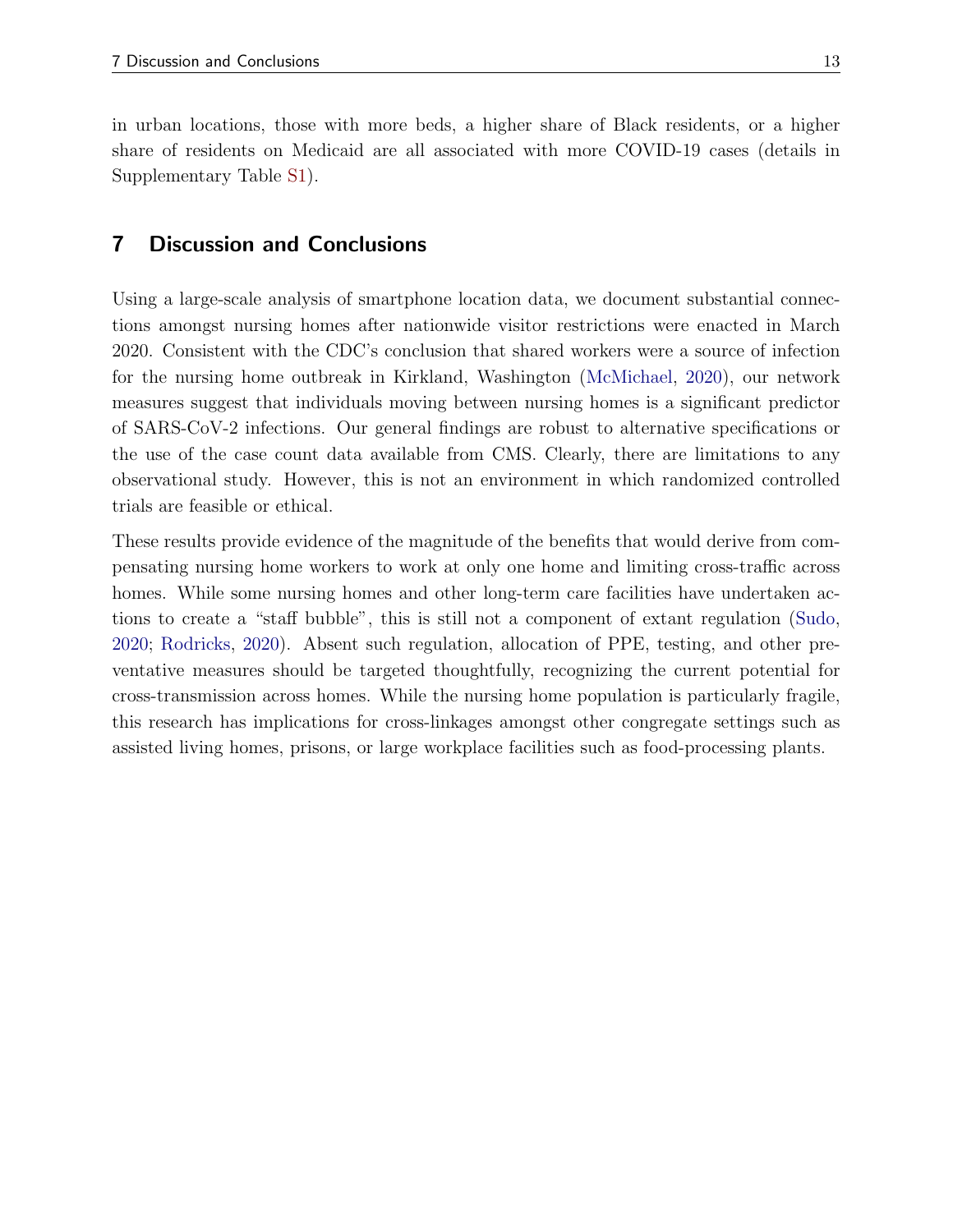in urban locations, those with more beds, a higher share of Black residents, or a higher share of residents on Medicaid are all associated with more COVID-19 cases (details in Supplementary Table S1).

## 7 Discussion and Conclusions

Using a large-scale analysis of smartphone location data, we document substantial connections amongst nursing homes after nationwide visitor restrictions were enacted in March 2020. Consistent with the CDC's conclusion that shared workers were a source of infection for the nursing home outbreak in Kirkland, Washington (McMichael, 2020), our network measures suggest that individuals moving between nursing homes is a significant predictor of SARS-CoV-2 infections. Our general findings are robust to alternative specifications or the use of the case count data available from CMS. Clearly, there are limitations to any observational study. However, this is not an environment in which randomized controlled trials are feasible or ethical.

These results provide evidence of the magnitude of the benefits that would derive from compensating nursing home workers to work at only one home and limiting cross-traffic across homes. While some nursing homes and other long-term care facilities have undertaken actions to create a "staff bubble", this is still not a component of extant regulation (Sudo, 2020; Rodricks, 2020). Absent such regulation, allocation of PPE, testing, and other preventative measures should be targeted thoughtfully, recognizing the current potential for cross-transmission across homes. While the nursing home population is particularly fragile, this research has implications for cross-linkages amongst other congregate settings such as assisted living homes, prisons, or large workplace facilities such as food-processing plants.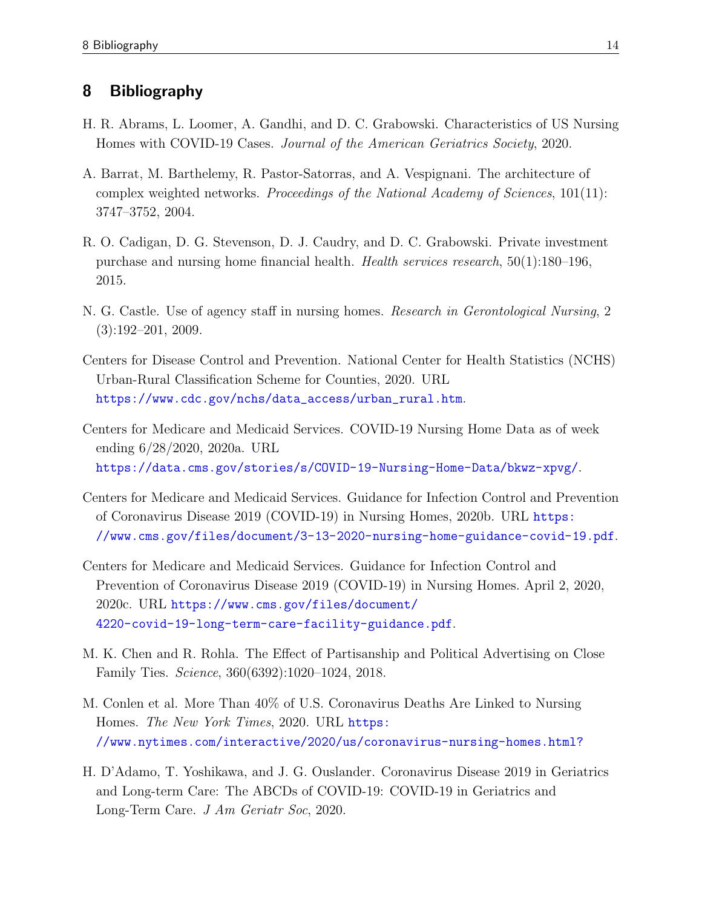## 8 Bibliography

H. R. Abrams, L. Loomer, A. Gandhi, and D. C. Grabowski. Characteristics of US Nursing Homes with COVID-19 Cases. *Journal of the American Geriatrics Society*, 2020.

A. Barrat, M. Barthelemy, R. Pastor-Satorras, and A. Vespignani. The architecture of complex weighted networks. *Proceedings of the National Academy of Sciences*, 101(11): 3747–3752, 2004.

R. O. Cadigan, D. G. Stevenson, D. J. Caudry, and D. C. Grabowski. Private investment purchase and nursing home financial health. *Health services research*, 50(1):180–196, 2015.

N. G. Castle. Use of agency staff in nursing homes. *Research in Gerontological Nursing*, 2 (3):192–201, 2009.

Centers for Disease Control and Prevention. National Center for Health Statistics (NCHS) Urban-Rural Classification Scheme for Counties, 2020. URL https://www.cdc.gov/nchs/data_access/urban_rural.htm.

Centers for Medicare and Medicaid Services. COVID-19 Nursing Home Data as of week ending 6/28/2020, 2020a. URL https://data.cms.gov/stories/s/COVID-19-Nursing-Home-Data/bkwz-xpvg/.

Centers for Medicare and Medicaid Services. Guidance for Infection Control and Prevention of Coronavirus Disease 2019 (COVID-19) in Nursing Homes, 2020b. URL https://www.cms.gov/files/document/3-13-2020-nursing-home-guidance-covid-19.pdf.

Centers for Medicare and Medicaid Services. Guidance for Infection Control and Prevention of Coronavirus Disease 2019 (COVID-19) in Nursing Homes. April 2, 2020, 2020c. URL https://www.cms.gov/files/document/4220-covid-19-long-term-care-facility-guidance.pdf.

M. K. Chen and R. Rohla. The Effect of Partisanship and Political Advertising on Close Family Ties. *Science*, 360(6392):1020–1024, 2018.

M. Conlen et al. More Than 40% of U.S. Coronavirus Deaths Are Linked to Nursing Homes. *The New York Times*, 2020. URL https://www.nytimes.com/interactive/2020/us/coronavirus-nursing-homes.html?

H. D'Adamo, T. Yoshikawa, and J. G. Ouslander. Coronavirus Disease 2019 in Geriatrics and Long-term Care: The ABCDs of COVID-19: COVID-19 in Geriatrics and Long-Term Care. *J Am Geriatr Soc*, 2020.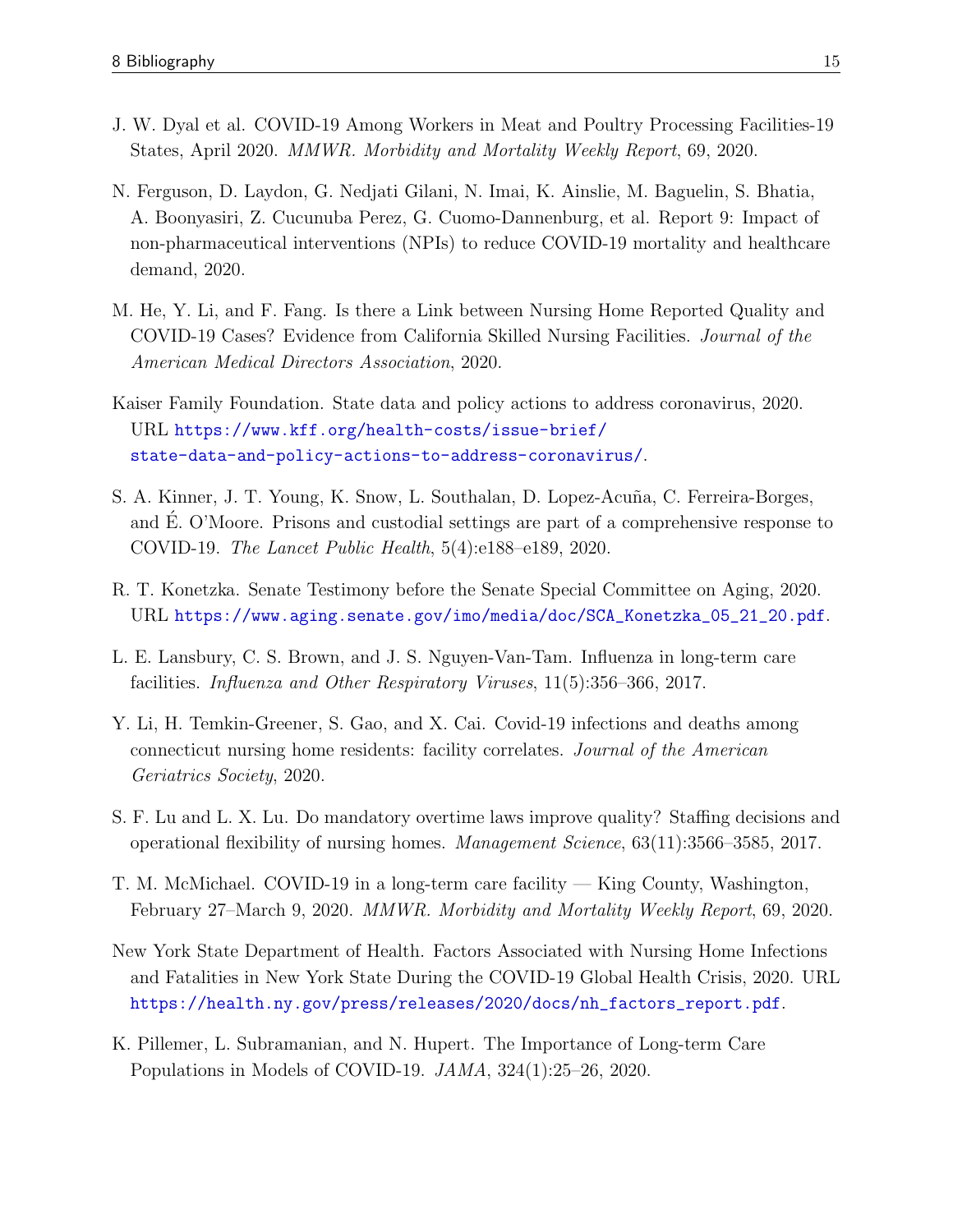J. W. Dyal et al. COVID-19 Among Workers in Meat and Poultry Processing Facilities-19 States, April 2020. *MMWR. Morbidity and Mortality Weekly Report*, 69, 2020.

N. Ferguson, D. Laydon, G. Nedjati Gilani, N. Imai, K. Ainslie, M. Baguelin, S. Bhatia, A. Boonyasiri, Z. Cucunuba Perez, G. Cuomo-Dannenburg, et al. Report 9: Impact of non-pharmaceutical interventions (NPIs) to reduce COVID-19 mortality and healthcare demand, 2020.

M. He, Y. Li, and F. Fang. Is there a Link between Nursing Home Reported Quality and COVID-19 Cases? Evidence from California Skilled Nursing Facilities. *Journal of the American Medical Directors Association*, 2020.

Kaiser Family Foundation. State data and policy actions to address coronavirus, 2020. URL https://www.kff.org/health-costs/issue-brief/state-data-and-policy-actions-to-address-coronavirus/.

S. A. Kinner, J. T. Young, K. Snow, L. Southalan, D. Lopez-Acuña, C. Ferreira-Borges, and É. O'Moore. Prisons and custodial settings are part of a comprehensive response to COVID-19. *The Lancet Public Health*, 5(4):e188–e189, 2020.

R. T. Konetzka. Senate Testimony before the Senate Special Committee on Aging, 2020. URL https://www.aging.senate.gov/imo/media/doc/SCA_Konetzka_05_21_20.pdf.

L. E. Lansbury, C. S. Brown, and J. S. Nguyen-Van-Tam. Influenza in long-term care facilities. *Influenza and Other Respiratory Viruses*, 11(5):356–366, 2017.

Y. Li, H. Temkin-Greener, S. Gao, and X. Cai. Covid-19 infections and deaths among connecticut nursing home residents: facility correlates. *Journal of the American Geriatrics Society*, 2020.

S. F. Lu and L. X. Lu. Do mandatory overtime laws improve quality? Staffing decisions and operational flexibility of nursing homes. *Management Science*, 63(11):3566–3585, 2017.

T. M. McMichael. COVID-19 in a long-term care facility — King County, Washington, February 27–March 9, 2020. *MMWR. Morbidity and Mortality Weekly Report*, 69, 2020.

New York State Department of Health. Factors Associated with Nursing Home Infections and Fatalities in New York State During the COVID-19 Global Health Crisis, 2020. URL https://health.ny.gov/press/releases/2020/docs/nh_factors_report.pdf.

K. Pillemer, L. Subramanian, and N. Hupert. The Importance of Long-term Care Populations in Models of COVID-19. *JAMA*, 324(1):25–26, 2020.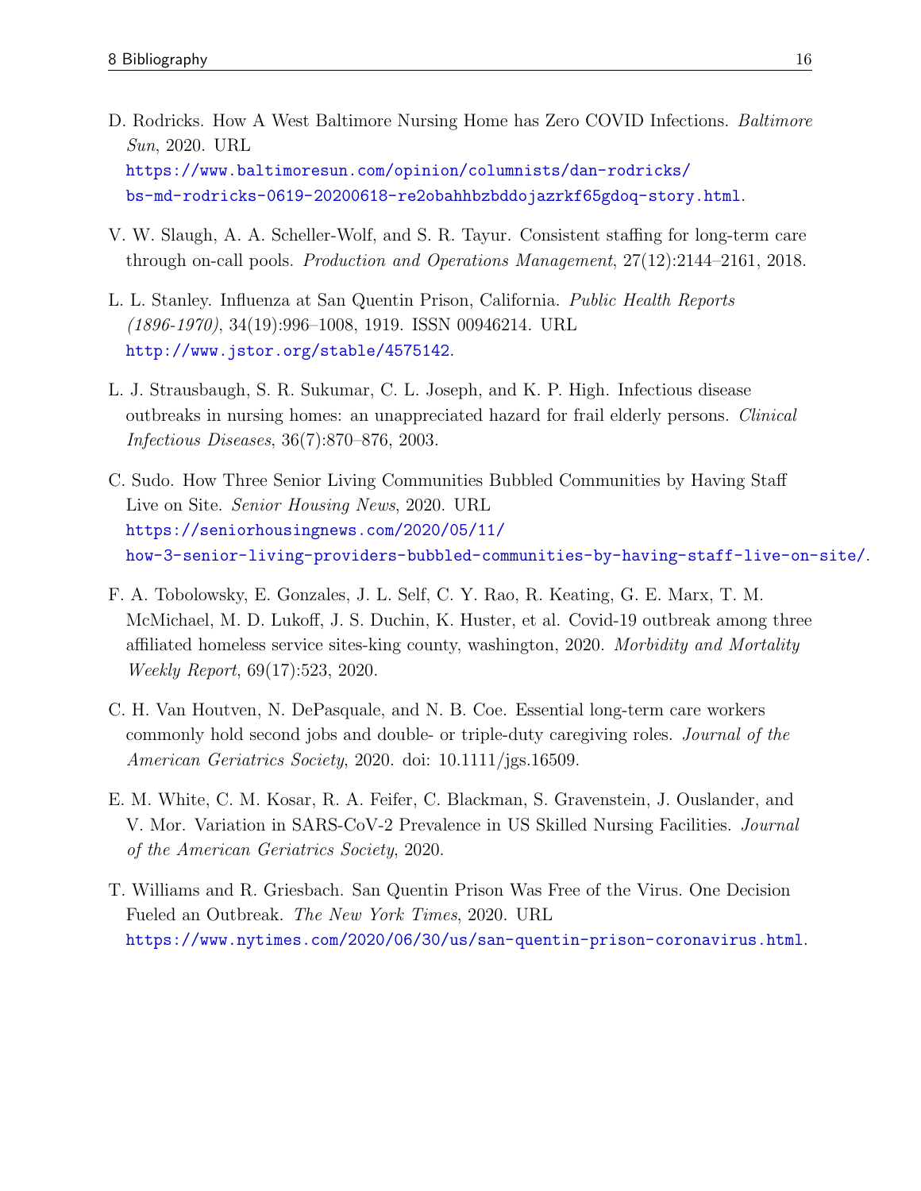D. Rodricks. How A West Baltimore Nursing Home has Zero COVID Infections. *Baltimore Sun*, 2020. URL https://www.baltimoresun.com/opinion/columnists/dan-rodricks/bs-md-rodricks-0619-20200618-re2obahhbzbddojazrkf65gdoq-story.html.

V. W. Slaugh, A. A. Scheller-Wolf, and S. R. Tayur. Consistent staffing for long-term care through on-call pools. *Production and Operations Management*, 27(12):2144–2161, 2018.

L. L. Stanley. Influenza at San Quentin Prison, California. *Public Health Reports (1896-1970)*, 34(19):996–1008, 1919. ISSN 00946214. URL http://www.jstor.org/stable/4575142.

L. J. Strausbaugh, S. R. Sukumar, C. L. Joseph, and K. P. High. Infectious disease outbreaks in nursing homes: an unappreciated hazard for frail elderly persons. *Clinical Infectious Diseases*, 36(7):870–876, 2003.

C. Sudo. How Three Senior Living Communities Bubbled Communities by Having Staff Live on Site. *Senior Housing News*, 2020. URL https://seniorhousingnews.com/2020/05/11/how-3-senior-living-providers-bubbled-communities-by-having-staff-live-on-site/.

F. A. Tobolowsky, E. Gonzales, J. L. Self, C. Y. Rao, R. Keating, G. E. Marx, T. M. McMichael, M. D. Lukoff, J. S. Duchin, K. Huster, et al. Covid-19 outbreak among three affiliated homeless service sites-king county, washington, 2020. *Morbidity and Mortality Weekly Report*, 69(17):523, 2020.

C. H. Van Houtven, N. DePasquale, and N. B. Coe. Essential long-term care workers commonly hold second jobs and double- or triple-duty caregiving roles. *Journal of the American Geriatrics Society*, 2020. doi: 10.1111/jgs.16509.

E. M. White, C. M. Kosar, R. A. Feifer, C. Blackman, S. Gravenstein, J. Ouslander, and V. Mor. Variation in SARS-CoV-2 Prevalence in US Skilled Nursing Facilities. *Journal of the American Geriatrics Society*, 2020.

T. Williams and R. Griesbach. San Quentin Prison Was Free of the Virus. One Decision Fueled an Outbreak. *The New York Times*, 2020. URL https://www.nytimes.com/2020/06/30/us/san-quentin-prison-coronavirus.html.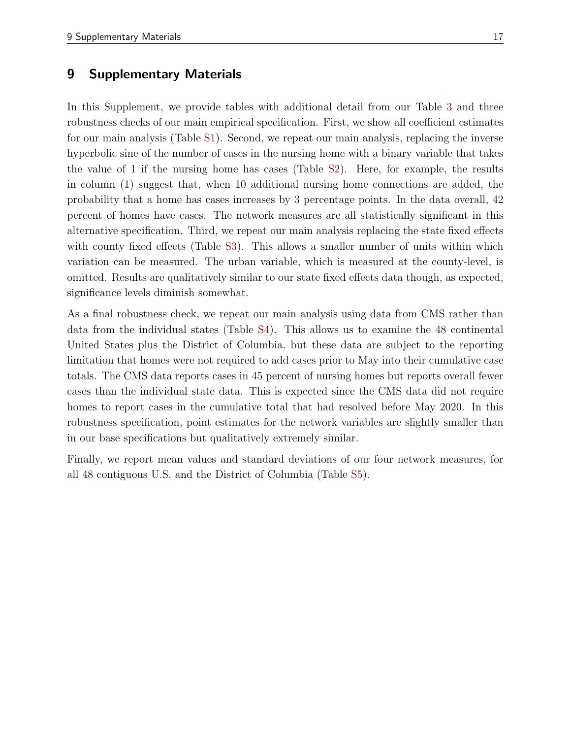## 9 Supplementary Materials

In this Supplement, we provide tables with additional detail from our Table 3 and three robustness checks of our main empirical specification. First, we show all coefficient estimates for our main analysis (Table S1). Second, we repeat our main analysis, replacing the inverse hyperbolic sine of the number of cases in the nursing home with a binary variable that takes the value of 1 if the nursing home has cases (Table S2). Here, for example, the results in column (1) suggest that, when 10 additional nursing home connections are added, the probability that a home has cases increases by 3 percentage points. In the data overall, 42 percent of homes have cases. The network measures are all statistically significant in this alternative specification. Third, we repeat our main analysis replacing the state fixed effects with county fixed effects (Table S3). This allows a smaller number of units within which variation can be measured. The urban variable, which is measured at the county-level, is omitted. Results are qualitatively similar to our state fixed effects data though, as expected, significance levels diminish somewhat.

As a final robustness check, we repeat our main analysis using data from CMS rather than data from the individual states (Table S4). This allows us to examine the 48 continental United States plus the District of Columbia, but these data are subject to the reporting limitation that homes were not required to add cases prior to May into their cumulative case totals. The CMS data reports cases in 45 percent of nursing homes but reports overall fewer cases than the individual state data. This is expected since the CMS data did not require homes to report cases in the cumulative total that had resolved before May 2020. In this robustness specification, point estimates for the network variables are slightly smaller than in our base specifications but qualitatively extremely similar.

Finally, we report mean values and standard deviations of our four network measures, for all 48 contiguous U.S. and the District of Columbia (Table S5).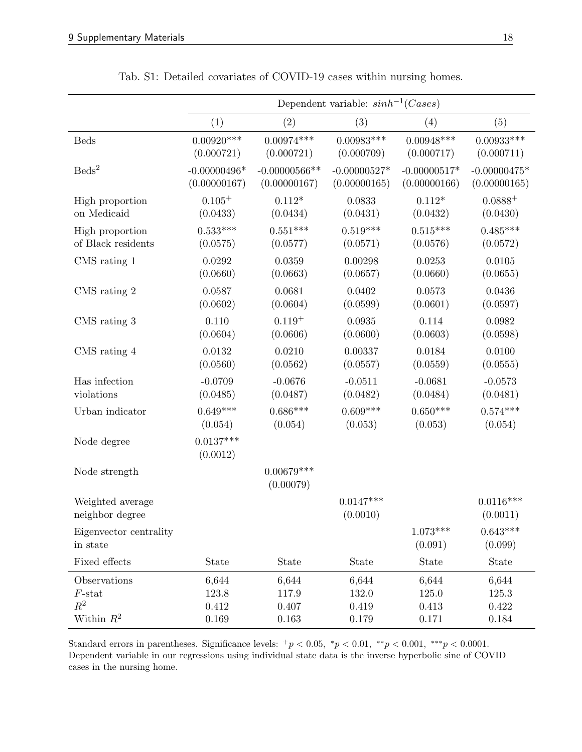Tab. S1: Detailed covariates of COVID-19 cases within nursing homes.

| | Dependent variable: $sinh^{-1}(Cases)$ | | | | |
|---|---|---|---|---|---|
| | (1) | (2) | (3) | (4) | (5) |
| Beds | 0.00920*** (0.000721) | 0.00974*** (0.000721) | 0.00983*** (0.000709) | 0.00948*** (0.000717) | 0.00933*** (0.000711) |
| Beds$^2$ | -0.00000496* (0.00000167) | -0.00000566** (0.00000167) | -0.00000527* (0.00000165) | -0.00000517* (0.00000166) | -0.00000475* (0.00000165) |
| High proportion on Medicaid | 0.105$^+$ (0.0433) | 0.112* (0.0434) | 0.0833 (0.0431) | 0.112* (0.0432) | 0.0888$^+$ (0.0430) |
| High proportion of Black residents | 0.533*** (0.0575) | 0.551*** (0.0577) | 0.519*** (0.0571) | 0.515*** (0.0576) | 0.485*** (0.0572) |
| CMS rating 1 | 0.0292 (0.0660) | 0.0359 (0.0663) | 0.00298 (0.0657) | 0.0253 (0.0660) | 0.0105 (0.0655) |
| CMS rating 2 | 0.0587 (0.0602) | 0.0681 (0.0604) | 0.0402 (0.0599) | 0.0573 (0.0601) | 0.0436 (0.0597) |
| CMS rating 3 | 0.110 (0.0604) | 0.119$^+$ (0.0606) | 0.0935 (0.0600) | 0.114 (0.0603) | 0.0982 (0.0598) |
| CMS rating 4 | 0.0132 (0.0560) | 0.0210 (0.0562) | 0.00337 (0.0557) | 0.0184 (0.0559) | 0.0100 (0.0555) |
| Has infection violations | -0.0709 (0.0485) | -0.0676 (0.0487) | -0.0511 (0.0482) | -0.0681 (0.0484) | -0.0573 (0.0481) |
| Urban indicator | 0.649*** (0.054) | 0.686*** (0.054) | 0.609*** (0.053) | 0.650*** (0.053) | 0.574*** (0.054) |
| Node degree | 0.0137*** (0.0012) | | | | |
| Node strength | | 0.00679*** (0.00079) | | | |
| Weighted average neighbor degree | | | 0.0147*** (0.0010) | | 0.0116*** (0.0011) |
| Eigenvector centrality in state | | | | 1.073*** (0.091) | 0.643*** (0.099) |
| Fixed effects | State | State | State | State | State |
| Observations | 6,644 | 6,644 | 6,644 | 6,644 | 6,644 |
| $F$-stat | 123.8 | 117.9 | 132.0 | 125.0 | 125.3 |
| $R^2$ | 0.412 | 0.407 | 0.419 | 0.413 | 0.422 |
| Within $R^2$ | 0.169 | 0.163 | 0.179 | 0.171 | 0.184 |

Standard errors in parentheses. Significance levels: $^+p < 0.05$, $^*p < 0.01$, $^{**}p < 0.001$, $^{***}p < 0.0001$.
Dependent variable in our regressions using individual state data is the inverse hyperbolic sine of COVID cases in the nursing home.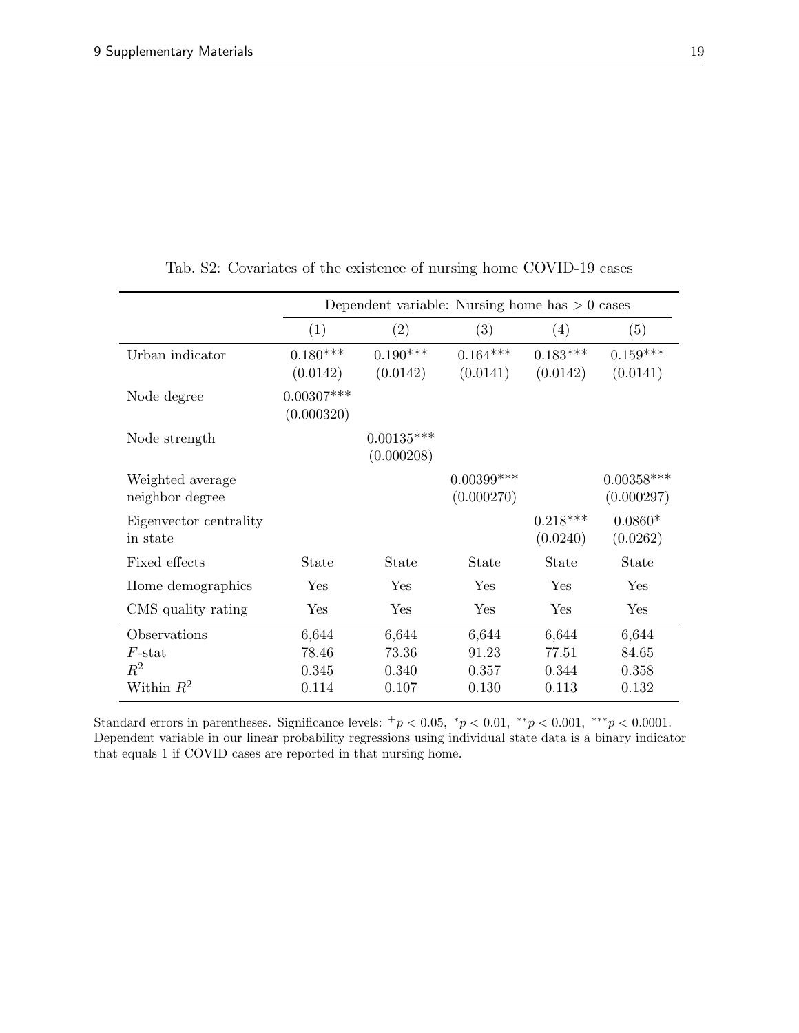Tab. S2: Covariates of the existence of nursing home COVID-19 cases

| | Dependent variable: Nursing home has > 0 cases | | | | |
|---|---|---|---|---|---|
| | (1) | (2) | (3) | (4) | (5) |
| Urban indicator | 0.180*** (0.0142) | 0.190*** (0.0142) | 0.164*** (0.0141) | 0.183*** (0.0142) | 0.159*** (0.0141) |
| Node degree | 0.00307*** (0.000320) | | | | |
| Node strength | | 0.00135*** (0.000208) | | | |
| Weighted average neighbor degree | | | 0.00399*** (0.000270) | | 0.00358*** (0.000297) |
| Eigenvector centrality in state | | | | 0.218*** (0.0240) | 0.0860* (0.0262) |
| Fixed effects | State | State | State | State | State |
| Home demographics | Yes | Yes | Yes | Yes | Yes |
| CMS quality rating | Yes | Yes | Yes | Yes | Yes |
| Observations | 6,644 | 6,644 | 6,644 | 6,644 | 6,644 |
| $F$-stat | 78.46 | 73.36 | 91.23 | 77.51 | 84.65 |
| $R^2$ | 0.345 | 0.340 | 0.357 | 0.344 | 0.358 |
| Within $R^2$ | 0.114 | 0.107 | 0.130 | 0.113 | 0.132 |

Standard errors in parentheses. Significance levels: $^{+}p < 0.05$, $^{*}p < 0.01$, $^{**}p < 0.001$, $^{***}p < 0.0001$. Dependent variable in our linear probability regressions using individual state data is a binary indicator that equals 1 if COVID cases are reported in that nursing home.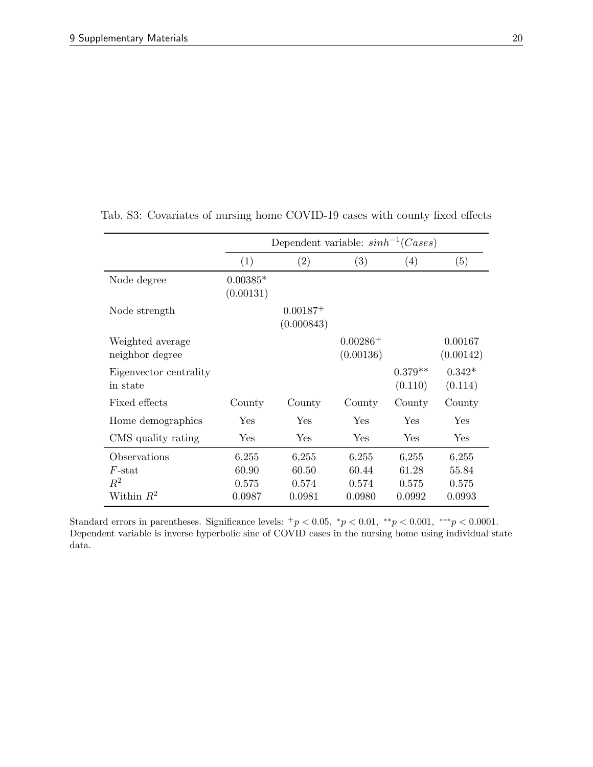Tab. S3: Covariates of nursing home COVID-19 cases with county fixed effects

| | Dependent variable: $sinh^{-1}(Cases)$ | | | | |
|---|---|---|---|---|---|
| | (1) | (2) | (3) | (4) | (5) |
| Node degree | 0.00385* (0.00131) | | | | |
| Node strength | | $0.00187^{+}$ (0.000843) | | | |
| Weighted average neighbor degree | | | $0.00286^{+}$ (0.00136) | | 0.00167 (0.00142) |
| Eigenvector centrality in state | | | | 0.379** (0.110) | 0.342* (0.114) |
| Fixed effects | County | County | County | County | County |
| Home demographics | Yes | Yes | Yes | Yes | Yes |
| CMS quality rating | Yes | Yes | Yes | Yes | Yes |
| Observations | 6,255 | 6,255 | 6,255 | 6,255 | 6,255 |
| $F$-stat | 60.90 | 60.50 | 60.44 | 61.28 | 55.84 |
| $R^2$ | 0.575 | 0.574 | 0.574 | 0.575 | 0.575 |
| Within $R^2$ | 0.0987 | 0.0981 | 0.0980 | 0.0992 | 0.0993 |

Standard errors in parentheses. Significance levels: $^{+}p < 0.05$, $^{*}p < 0.01$, $^{**}p < 0.001$, $^{***}p < 0.0001$. Dependent variable is inverse hyperbolic sine of COVID cases in the nursing home using individual state data.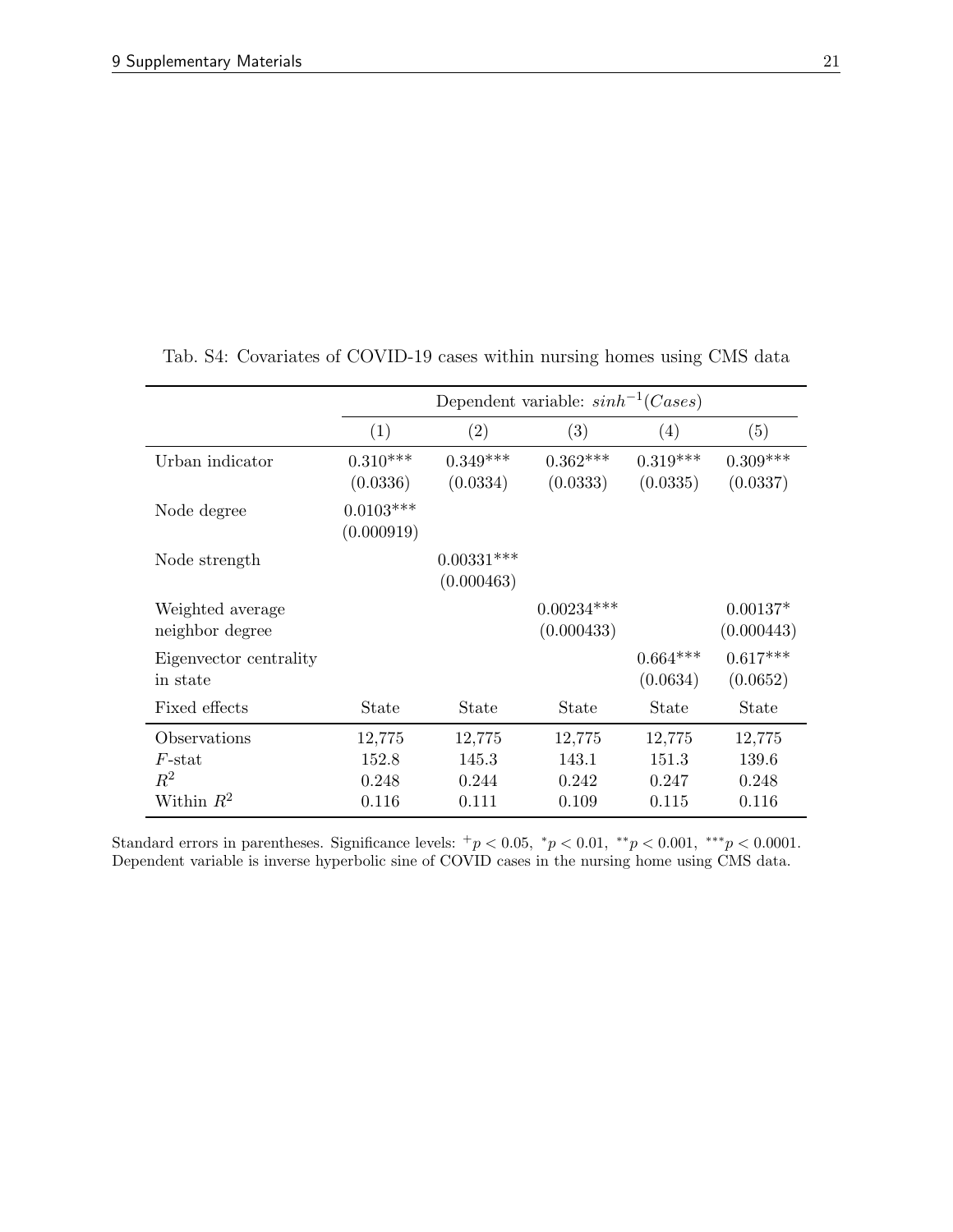Tab. S4: Covariates of COVID-19 cases within nursing homes using CMS data

| | Dependent variable: $sinh^{-1}(Cases)$ | | | | |
|---|---|---|---|---|---|
| | (1) | (2) | (3) | (4) | (5) |
| Urban indicator | 0.310*** (0.0336) | 0.349*** (0.0334) | 0.362*** (0.0333) | 0.319*** (0.0335) | 0.309*** (0.0337) |
| Node degree | 0.0103*** (0.000919) | | | | |
| Node strength | | 0.00331*** (0.000463) | | | |
| Weighted average neighbor degree | | | 0.00234*** (0.000433) | | 0.00137* (0.000443) |
| Eigenvector centrality in state | | | | 0.664*** (0.0634) | 0.617*** (0.0652) |
| Fixed effects | State | State | State | State | State |
| Observations | 12,775 | 12,775 | 12,775 | 12,775 | 12,775 |
| $F$-stat | 152.8 | 145.3 | 143.1 | 151.3 | 139.6 |
| $R^2$ | 0.248 | 0.244 | 0.242 | 0.247 | 0.248 |
| Within $R^2$ | 0.116 | 0.111 | 0.109 | 0.115 | 0.116 |

Standard errors in parentheses. Significance levels: $^{+}p < 0.05$, $^{*}p < 0.01$, $^{**}p < 0.001$, $^{***}p < 0.0001$.
Dependent variable is inverse hyperbolic sine of COVID cases in the nursing home using CMS data.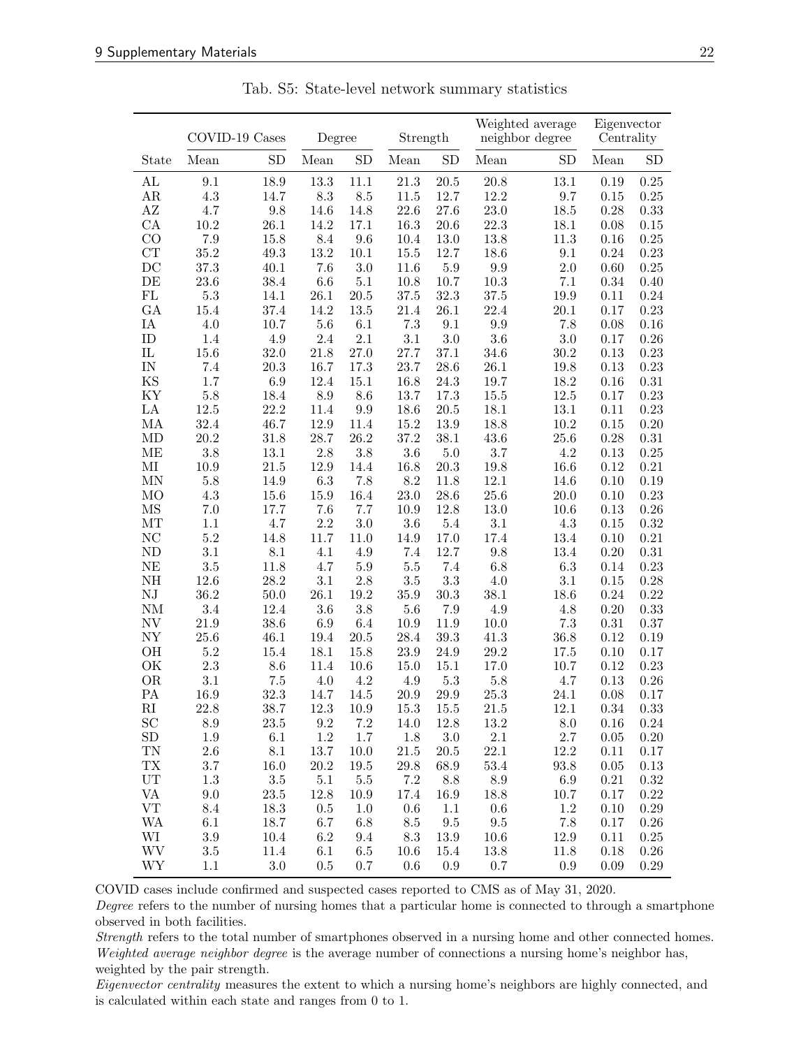Tab. S5: State-level network summary statistics

| | COVID-19 Cases | | Degree | | Strength | | Weighted average neighbor degree | | Eigenvector Centrality | |
|---|---|---|---|---|---|---|---|---|---|---|
| State | Mean | SD | Mean | SD | Mean | SD | Mean | SD | Mean | SD |
| AL | 9.1 | 18.9 | 13.3 | 11.1 | 21.3 | 20.5 | 20.8 | 13.1 | 0.19 | 0.25 |
| AR | 4.3 | 14.7 | 8.3 | 8.5 | 11.5 | 12.7 | 12.2 | 9.7 | 0.15 | 0.25 |
| AZ | 4.7 | 9.8 | 14.6 | 14.8 | 22.6 | 27.6 | 23.0 | 18.5 | 0.28 | 0.33 |
| CA | 10.2 | 26.1 | 14.2 | 17.1 | 16.3 | 20.6 | 22.3 | 18.1 | 0.08 | 0.15 |
| CO | 7.9 | 15.8 | 8.4 | 9.6 | 10.4 | 13.0 | 13.8 | 11.3 | 0.16 | 0.25 |
| CT | 35.2 | 49.3 | 13.2 | 10.1 | 15.5 | 12.7 | 18.6 | 9.1 | 0.24 | 0.23 |
| DC | 37.3 | 40.1 | 7.6 | 3.0 | 11.6 | 5.9 | 9.9 | 2.0 | 0.60 | 0.25 |
| DE | 23.6 | 38.4 | 6.6 | 5.1 | 10.8 | 10.7 | 10.3 | 7.1 | 0.34 | 0.40 |
| FL | 5.3 | 14.1 | 26.1 | 20.5 | 37.5 | 32.3 | 37.5 | 19.9 | 0.11 | 0.24 |
| GA | 15.4 | 37.4 | 14.2 | 13.5 | 21.4 | 26.1 | 22.4 | 20.1 | 0.17 | 0.23 |
| IA | 4.0 | 10.7 | 5.6 | 6.1 | 7.3 | 9.1 | 9.9 | 7.8 | 0.08 | 0.16 |
| ID | 1.4 | 4.9 | 2.4 | 2.1 | 3.1 | 3.0 | 3.6 | 3.0 | 0.17 | 0.26 |
| IL | 15.6 | 32.0 | 21.8 | 27.0 | 27.7 | 37.1 | 34.6 | 30.2 | 0.13 | 0.23 |
| IN | 7.4 | 20.3 | 16.7 | 17.3 | 23.7 | 28.6 | 26.1 | 19.8 | 0.13 | 0.23 |
| KS | 1.7 | 6.9 | 12.4 | 15.1 | 16.8 | 24.3 | 19.7 | 18.2 | 0.16 | 0.31 |
| KY | 5.8 | 18.4 | 8.9 | 8.6 | 13.7 | 17.3 | 15.5 | 12.5 | 0.17 | 0.23 |
| LA | 12.5 | 22.2 | 11.4 | 9.9 | 18.6 | 20.5 | 18.1 | 13.1 | 0.11 | 0.23 |
| MA | 32.4 | 46.7 | 12.9 | 11.4 | 15.2 | 13.9 | 18.8 | 10.2 | 0.15 | 0.20 |
| MD | 20.2 | 31.8 | 28.7 | 26.2 | 37.2 | 38.1 | 43.6 | 25.6 | 0.28 | 0.31 |
| ME | 3.8 | 13.1 | 2.8 | 3.8 | 3.6 | 5.0 | 3.7 | 4.2 | 0.13 | 0.25 |
| MI | 10.9 | 21.5 | 12.9 | 14.4 | 16.8 | 20.3 | 19.8 | 16.6 | 0.12 | 0.21 |
| MN | 5.8 | 14.9 | 6.3 | 7.8 | 8.2 | 11.8 | 12.1 | 14.6 | 0.10 | 0.19 |
| MO | 4.3 | 15.6 | 15.9 | 16.4 | 23.0 | 28.6 | 25.6 | 20.0 | 0.10 | 0.23 |
| MS | 7.0 | 17.7 | 7.6 | 7.7 | 10.9 | 12.8 | 13.0 | 10.6 | 0.13 | 0.26 |
| MT | 1.1 | 4.7 | 2.2 | 3.0 | 3.6 | 5.4 | 3.1 | 4.3 | 0.15 | 0.32 |
| NC | 5.2 | 14.8 | 11.7 | 11.0 | 14.9 | 17.0 | 17.4 | 13.4 | 0.10 | 0.21 |
| ND | 3.1 | 8.1 | 4.1 | 4.9 | 7.4 | 12.7 | 9.8 | 13.4 | 0.20 | 0.31 |
| NE | 3.5 | 11.8 | 4.7 | 5.9 | 5.5 | 7.4 | 6.8 | 6.3 | 0.14 | 0.23 |
| NH | 12.6 | 28.2 | 3.1 | 2.8 | 3.5 | 3.3 | 4.0 | 3.1 | 0.15 | 0.28 |
| NJ | 36.2 | 50.0 | 26.1 | 19.2 | 35.9 | 30.3 | 38.1 | 18.6 | 0.24 | 0.22 |
| NM | 3.4 | 12.4 | 3.6 | 3.8 | 5.6 | 7.9 | 4.9 | 4.8 | 0.20 | 0.33 |
| NV | 21.9 | 38.6 | 6.9 | 6.4 | 10.9 | 11.9 | 10.0 | 7.3 | 0.31 | 0.37 |
| NY | 25.6 | 46.1 | 19.4 | 20.5 | 28.4 | 39.3 | 41.3 | 36.8 | 0.12 | 0.19 |
| OH | 5.2 | 15.4 | 18.1 | 15.8 | 23.9 | 24.9 | 29.2 | 17.5 | 0.10 | 0.17 |
| OK | 2.3 | 8.6 | 11.4 | 10.6 | 15.0 | 15.1 | 17.0 | 10.7 | 0.12 | 0.23 |
| OR | 3.1 | 7.5 | 4.0 | 4.2 | 4.9 | 5.3 | 5.8 | 4.7 | 0.13 | 0.26 |
| PA | 16.9 | 32.3 | 14.7 | 14.5 | 20.9 | 29.9 | 25.3 | 24.1 | 0.08 | 0.17 |
| RI | 22.8 | 38.7 | 12.3 | 10.9 | 15.3 | 15.5 | 21.5 | 12.1 | 0.34 | 0.33 |
| SC | 8.9 | 23.5 | 9.2 | 7.2 | 14.0 | 12.8 | 13.2 | 8.0 | 0.16 | 0.24 |
| SD | 1.9 | 6.1 | 1.2 | 1.7 | 1.8 | 3.0 | 2.1 | 2.7 | 0.05 | 0.20 |
| TN | 2.6 | 8.1 | 13.7 | 10.0 | 21.5 | 20.5 | 22.1 | 12.2 | 0.11 | 0.17 |
| TX | 3.7 | 16.0 | 20.2 | 19.5 | 29.8 | 68.9 | 53.4 | 93.8 | 0.05 | 0.13 |
| UT | 1.3 | 3.5 | 5.1 | 5.5 | 7.2 | 8.8 | 8.9 | 6.9 | 0.21 | 0.32 |
| VA | 9.0 | 23.5 | 12.8 | 10.9 | 17.4 | 16.9 | 18.8 | 10.7 | 0.17 | 0.22 |
| VT | 8.4 | 18.3 | 0.5 | 1.0 | 0.6 | 1.1 | 0.6 | 1.2 | 0.10 | 0.29 |
| WA | 6.1 | 18.7 | 6.7 | 6.8 | 8.5 | 9.5 | 9.5 | 7.8 | 0.17 | 0.26 |
| WI | 3.9 | 10.4 | 6.2 | 9.4 | 8.3 | 13.9 | 10.6 | 12.9 | 0.11 | 0.25 |
| WV | 3.5 | 11.4 | 6.1 | 6.5 | 10.6 | 15.4 | 13.8 | 11.8 | 0.18 | 0.26 |
| WY | 1.1 | 3.0 | 0.5 | 0.7 | 0.6 | 0.9 | 0.7 | 0.9 | 0.09 | 0.29 |

COVID cases include confirmed and suspected cases reported to CMS as of May 31, 2020.
*Degree* refers to the number of nursing homes that a particular home is connected to through a smartphone observed in both facilities.
*Strength* refers to the total number of smartphones observed in a nursing home and other connected homes.
*Weighted average neighbor degree* is the average number of connections a nursing home's neighbor has, weighted by the pair strength.
*Eigenvector centrality* measures the extent to which a nursing home's neighbors are highly connected, and is calculated within each state and ranges from 0 to 1.